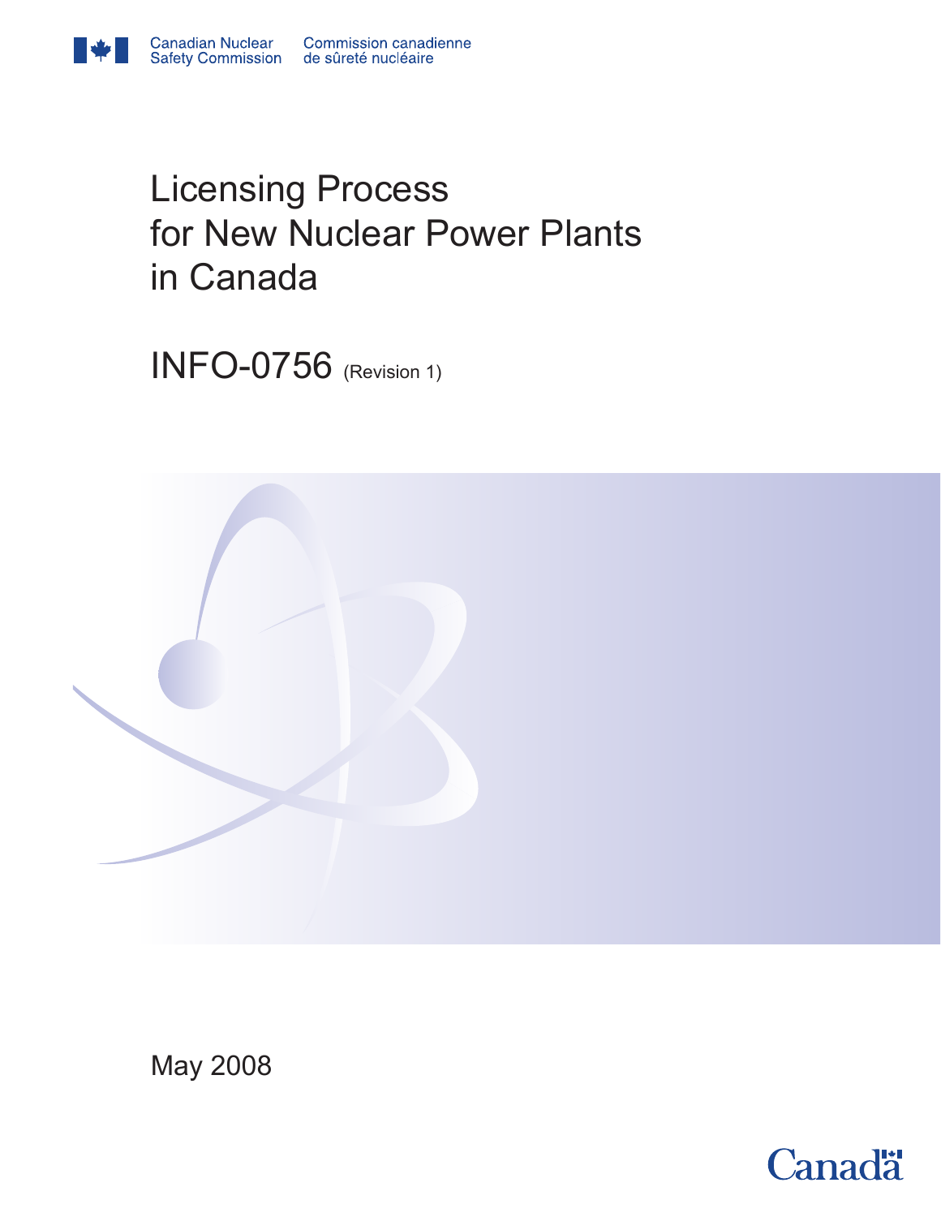Canadian Nuclear Safety Commission | Commission canadienne de sûreté nucléaire

# Licensing Process for New Nuclear Power Plants in Canada

## INFO-0756 (Revision 1)

May 2008

Canada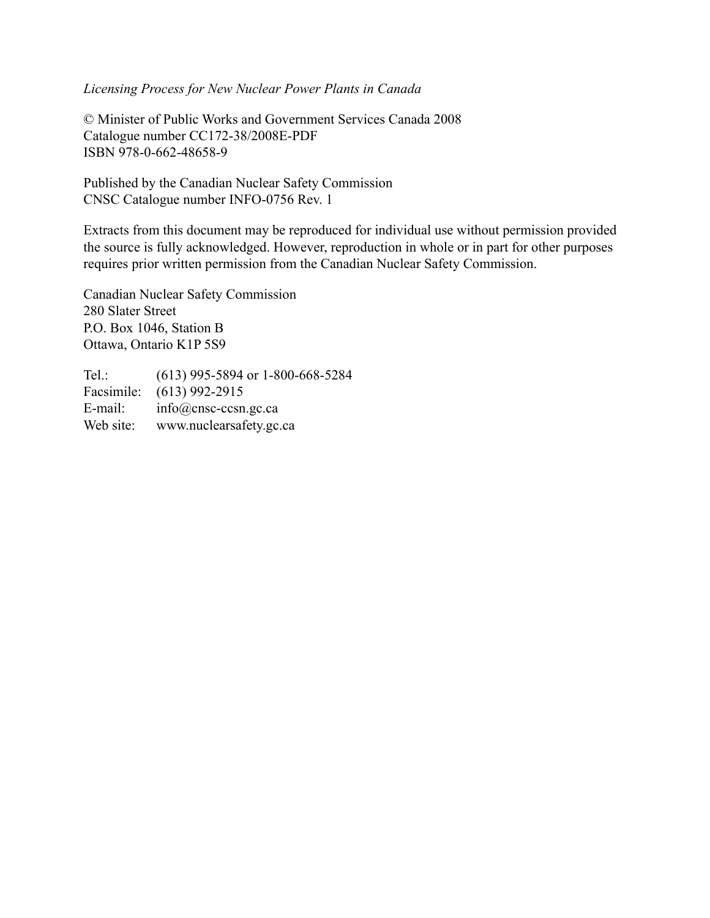*Licensing Process for New Nuclear Power Plants in Canada*

© Minister of Public Works and Government Services Canada 2008
Catalogue number CC172-38/2008E-PDF
ISBN 978-0-662-48658-9

Published by the Canadian Nuclear Safety Commission
CNSC Catalogue number INFO-0756 Rev. 1

Extracts from this document may be reproduced for individual use without permission provided the source is fully acknowledged. However, reproduction in whole or in part for other purposes requires prior written permission from the Canadian Nuclear Safety Commission.

Canadian Nuclear Safety Commission
280 Slater Street
P.O. Box 1046, Station B
Ottawa, Ontario K1P 5S9

| | |
|---|---|
| Tel.: | (613) 995-5894 or 1-800-668-5284 |
| Facsimile: | (613) 992-2915 |
| E-mail: | info@cnsc-ccsn.gc.ca |
| Web site: | www.nuclearsafety.gc.ca |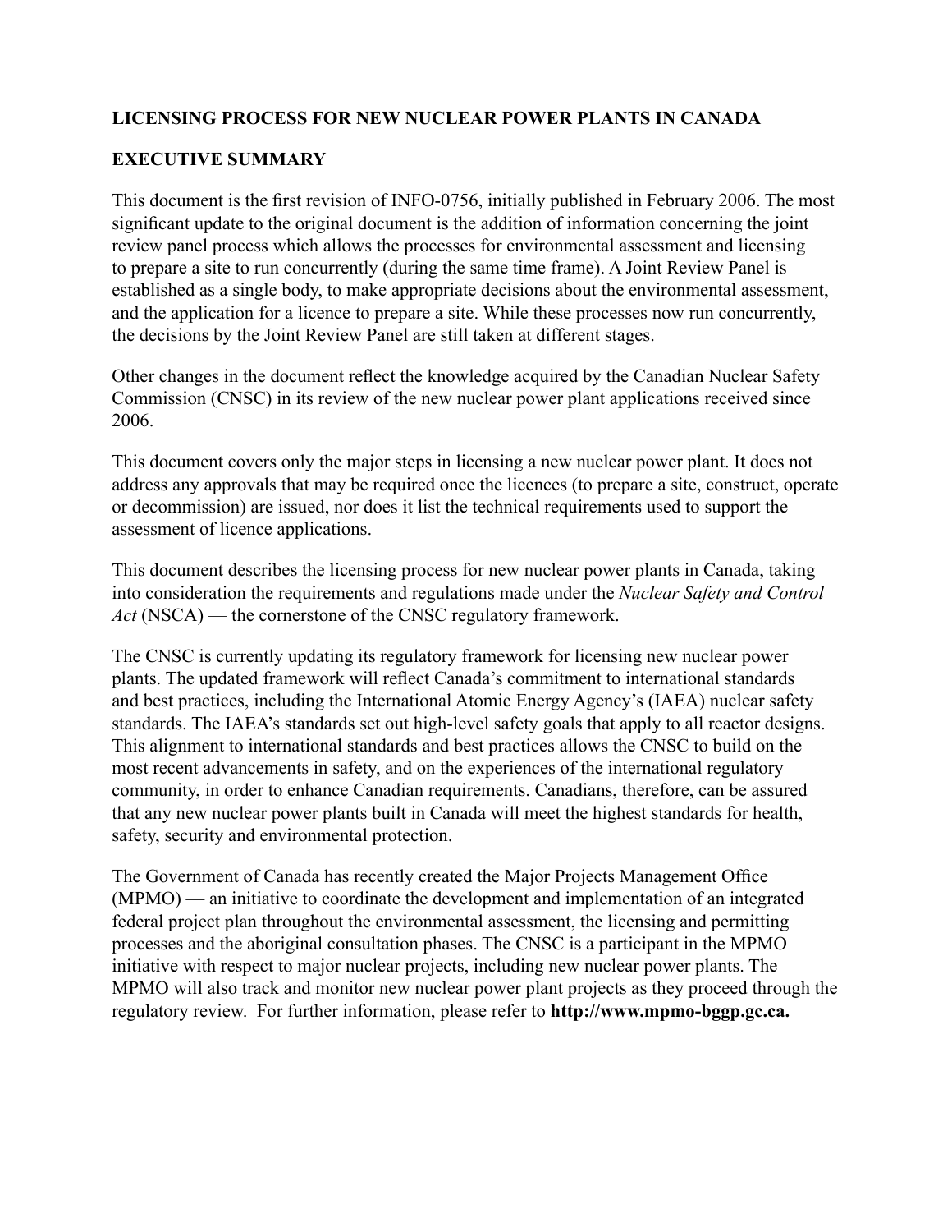## LICENSING PROCESS FOR NEW NUCLEAR POWER PLANTS IN CANADA

## EXECUTIVE SUMMARY

This document is the first revision of INFO-0756, initially published in February 2006. The most significant update to the original document is the addition of information concerning the joint review panel process which allows the processes for environmental assessment and licensing to prepare a site to run concurrently (during the same time frame). A Joint Review Panel is established as a single body, to make appropriate decisions about the environmental assessment, and the application for a licence to prepare a site. While these processes now run concurrently, the decisions by the Joint Review Panel are still taken at different stages.

Other changes in the document reflect the knowledge acquired by the Canadian Nuclear Safety Commission (CNSC) in its review of the new nuclear power plant applications received since 2006.

This document covers only the major steps in licensing a new nuclear power plant. It does not address any approvals that may be required once the licences (to prepare a site, construct, operate or decommission) are issued, nor does it list the technical requirements used to support the assessment of licence applications.

This document describes the licensing process for new nuclear power plants in Canada, taking into consideration the requirements and regulations made under the *Nuclear Safety and Control Act* (NSCA) — the cornerstone of the CNSC regulatory framework.

The CNSC is currently updating its regulatory framework for licensing new nuclear power plants. The updated framework will reflect Canada's commitment to international standards and best practices, including the International Atomic Energy Agency's (IAEA) nuclear safety standards. The IAEA's standards set out high-level safety goals that apply to all reactor designs. This alignment to international standards and best practices allows the CNSC to build on the most recent advancements in safety, and on the experiences of the international regulatory community, in order to enhance Canadian requirements. Canadians, therefore, can be assured that any new nuclear power plants built in Canada will meet the highest standards for health, safety, security and environmental protection.

The Government of Canada has recently created the Major Projects Management Office (MPMO) — an initiative to coordinate the development and implementation of an integrated federal project plan throughout the environmental assessment, the licensing and permitting processes and the aboriginal consultation phases. The CNSC is a participant in the MPMO initiative with respect to major nuclear projects, including new nuclear power plants. The MPMO will also track and monitor new nuclear power plant projects as they proceed through the regulatory review. For further information, please refer to **http://www.mpmo-bggp.gc.ca.**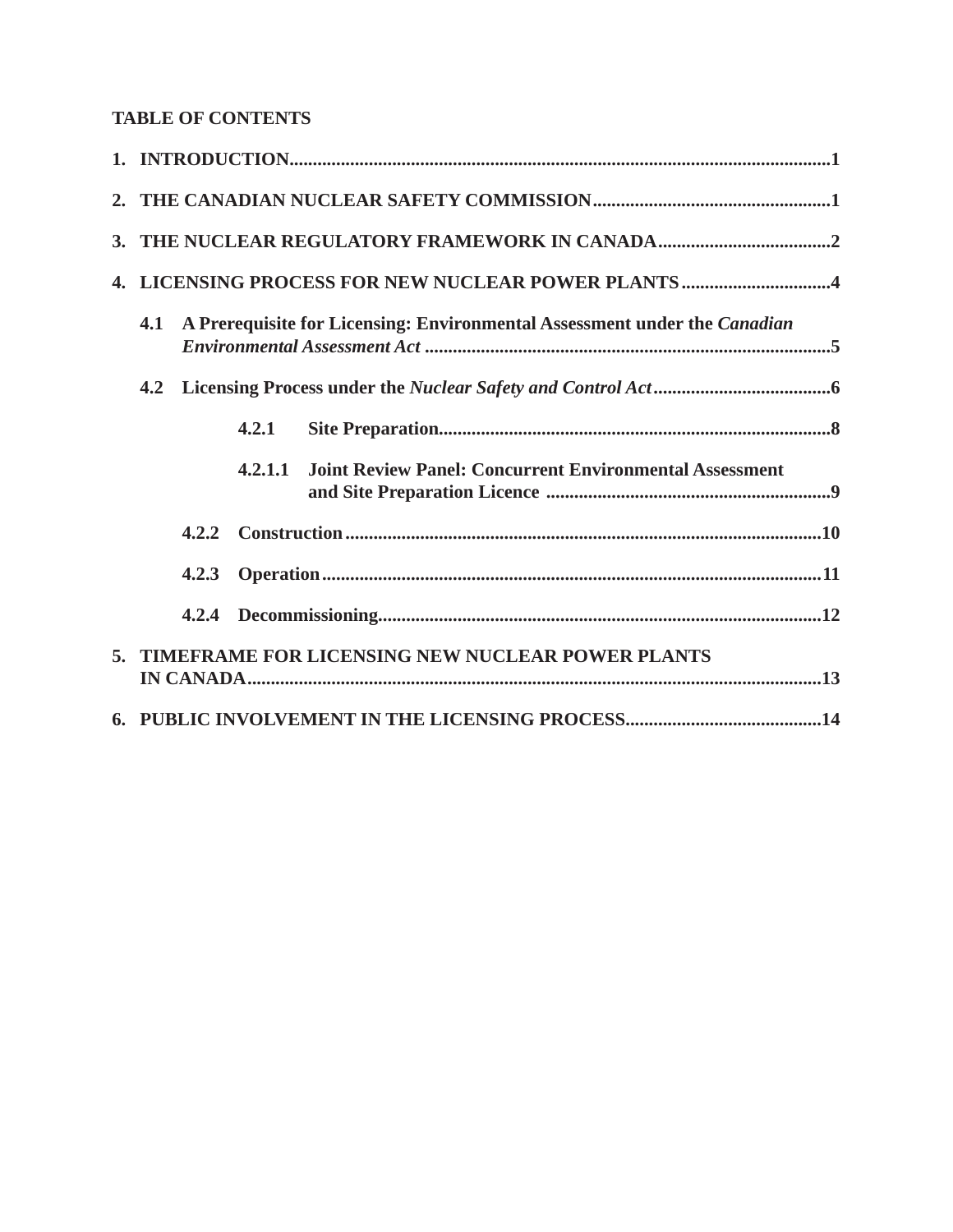**TABLE OF CONTENTS**

**1. INTRODUCTION** .....1

**2. THE CANADIAN NUCLEAR SAFETY COMMISSION** .....1

**3. THE NUCLEAR REGULATORY FRAMEWORK IN CANADA** .....2

**4. LICENSING PROCESS FOR NEW NUCLEAR POWER PLANTS** .....4

- **4.1 A Prerequisite for Licensing: Environmental Assessment under the *Canadian Environmental Assessment Act*** .....5
- **4.2 Licensing Process under the *Nuclear Safety and Control Act*** .....6
  - **4.2.1 Site Preparation** .....8
    - **4.2.1.1 Joint Review Panel: Concurrent Environmental Assessment and Site Preparation Licence** .....9
  - **4.2.2 Construction** .....10
  - **4.2.3 Operation** .....11
  - **4.2.4 Decommissioning** .....12

**5. TIMEFRAME FOR LICENSING NEW NUCLEAR POWER PLANTS IN CANADA** .....13

**6. PUBLIC INVOLVEMENT IN THE LICENSING PROCESS** .....14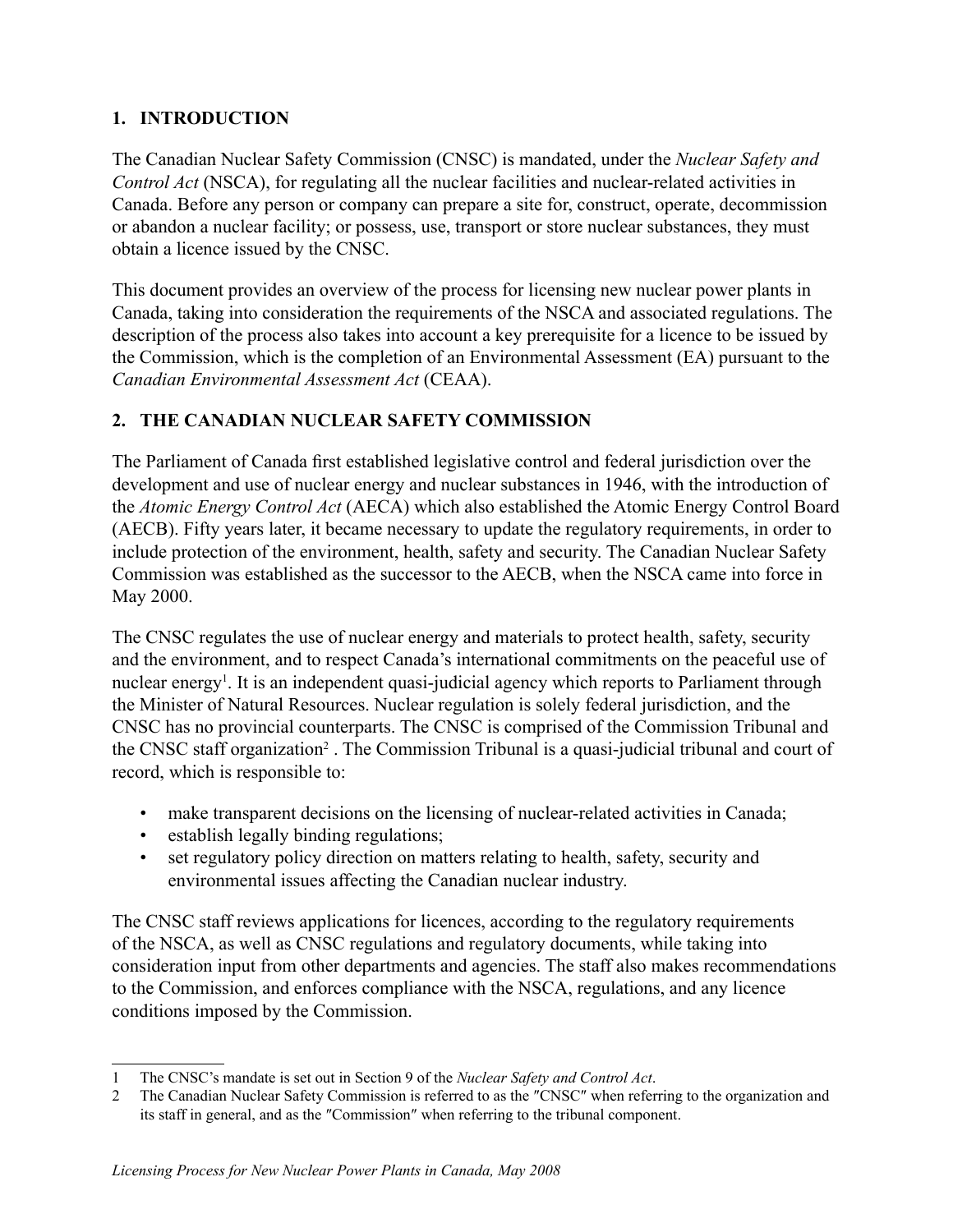## 1. INTRODUCTION

The Canadian Nuclear Safety Commission (CNSC) is mandated, under the *Nuclear Safety and Control Act* (NSCA), for regulating all the nuclear facilities and nuclear-related activities in Canada. Before any person or company can prepare a site for, construct, operate, decommission or abandon a nuclear facility; or possess, use, transport or store nuclear substances, they must obtain a licence issued by the CNSC.

This document provides an overview of the process for licensing new nuclear power plants in Canada, taking into consideration the requirements of the NSCA and associated regulations. The description of the process also takes into account a key prerequisite for a licence to be issued by the Commission, which is the completion of an Environmental Assessment (EA) pursuant to the *Canadian Environmental Assessment Act* (CEAA).

## 2. THE CANADIAN NUCLEAR SAFETY COMMISSION

The Parliament of Canada first established legislative control and federal jurisdiction over the development and use of nuclear energy and nuclear substances in 1946, with the introduction of the *Atomic Energy Control Act* (AECA) which also established the Atomic Energy Control Board (AECB). Fifty years later, it became necessary to update the regulatory requirements, in order to include protection of the environment, health, safety and security. The Canadian Nuclear Safety Commission was established as the successor to the AECB, when the NSCA came into force in May 2000.

The CNSC regulates the use of nuclear energy and materials to protect health, safety, security and the environment, and to respect Canada's international commitments on the peaceful use of nuclear energy[1]. It is an independent quasi-judicial agency which reports to Parliament through the Minister of Natural Resources. Nuclear regulation is solely federal jurisdiction, and the CNSC has no provincial counterparts. The CNSC is comprised of the Commission Tribunal and the CNSC staff organization[2] . The Commission Tribunal is a quasi-judicial tribunal and court of record, which is responsible to:

- make transparent decisions on the licensing of nuclear-related activities in Canada;
- establish legally binding regulations;
- set regulatory policy direction on matters relating to health, safety, security and environmental issues affecting the Canadian nuclear industry.

The CNSC staff reviews applications for licences, according to the regulatory requirements of the NSCA, as well as CNSC regulations and regulatory documents, while taking into consideration input from other departments and agencies. The staff also makes recommendations to the Commission, and enforces compliance with the NSCA, regulations, and any licence conditions imposed by the Commission.

---

1 The CNSC's mandate is set out in Section 9 of the *Nuclear Safety and Control Act*.

2 The Canadian Nuclear Safety Commission is referred to as the "CNSC" when referring to the organization and its staff in general, and as the "Commission" when referring to the tribunal component.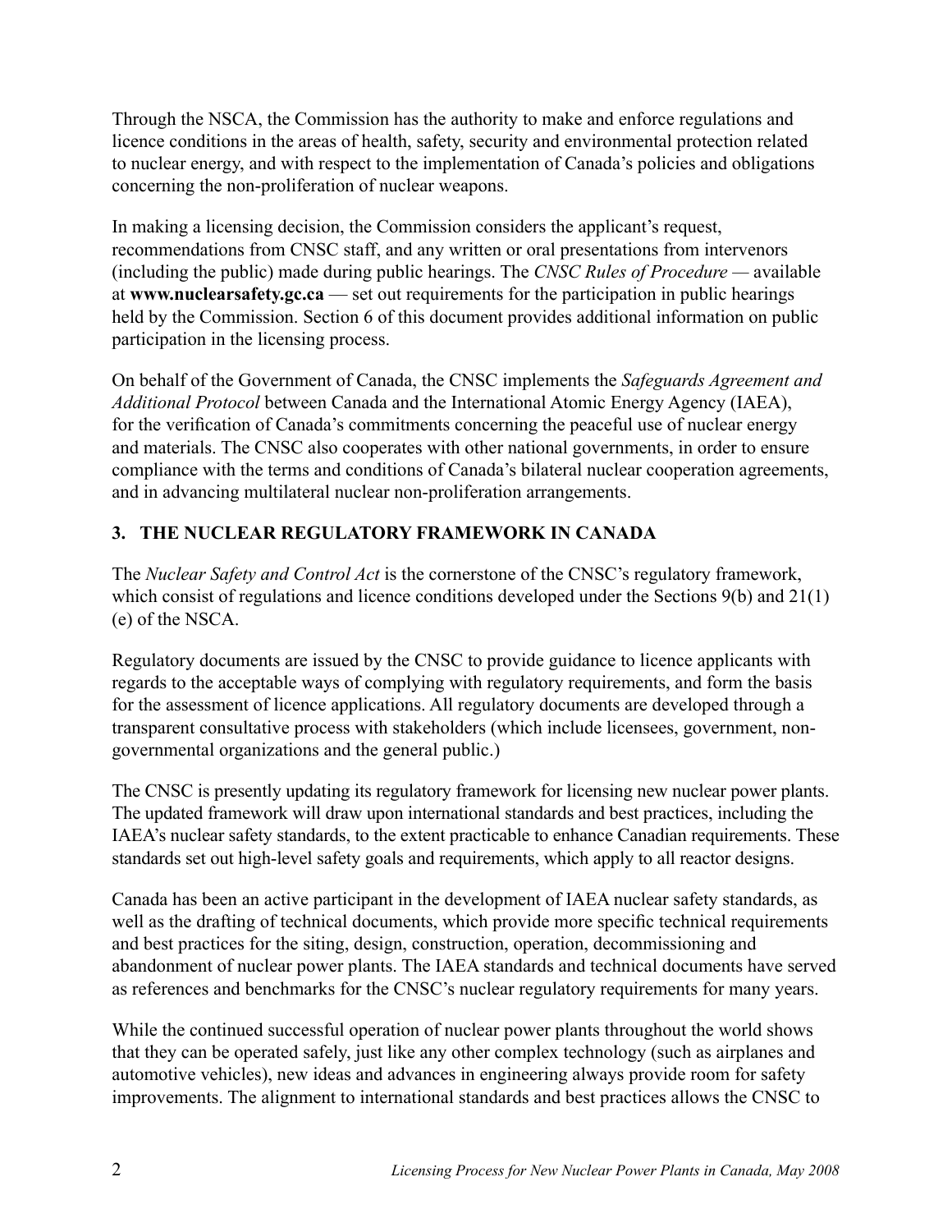Through the NSCA, the Commission has the authority to make and enforce regulations and licence conditions in the areas of health, safety, security and environmental protection related to nuclear energy, and with respect to the implementation of Canada's policies and obligations concerning the non-proliferation of nuclear weapons.

In making a licensing decision, the Commission considers the applicant's request, recommendations from CNSC staff, and any written or oral presentations from intervenors (including the public) made during public hearings. The *CNSC Rules of Procedure* — available at **www.nuclearsafety.gc.ca** — set out requirements for the participation in public hearings held by the Commission. Section 6 of this document provides additional information on public participation in the licensing process.

On behalf of the Government of Canada, the CNSC implements the *Safeguards Agreement and Additional Protocol* between Canada and the International Atomic Energy Agency (IAEA), for the verification of Canada's commitments concerning the peaceful use of nuclear energy and materials. The CNSC also cooperates with other national governments, in order to ensure compliance with the terms and conditions of Canada's bilateral nuclear cooperation agreements, and in advancing multilateral nuclear non-proliferation arrangements.

## 3. THE NUCLEAR REGULATORY FRAMEWORK IN CANADA

The *Nuclear Safety and Control Act* is the cornerstone of the CNSC's regulatory framework, which consist of regulations and licence conditions developed under the Sections 9(b) and 21(1)(e) of the NSCA.

Regulatory documents are issued by the CNSC to provide guidance to licence applicants with regards to the acceptable ways of complying with regulatory requirements, and form the basis for the assessment of licence applications. All regulatory documents are developed through a transparent consultative process with stakeholders (which include licensees, government, non-governmental organizations and the general public.)

The CNSC is presently updating its regulatory framework for licensing new nuclear power plants. The updated framework will draw upon international standards and best practices, including the IAEA's nuclear safety standards, to the extent practicable to enhance Canadian requirements. These standards set out high-level safety goals and requirements, which apply to all reactor designs.

Canada has been an active participant in the development of IAEA nuclear safety standards, as well as the drafting of technical documents, which provide more specific technical requirements and best practices for the siting, design, construction, operation, decommissioning and abandonment of nuclear power plants. The IAEA standards and technical documents have served as references and benchmarks for the CNSC's nuclear regulatory requirements for many years.

While the continued successful operation of nuclear power plants throughout the world shows that they can be operated safely, just like any other complex technology (such as airplanes and automotive vehicles), new ideas and advances in engineering always provide room for safety improvements. The alignment to international standards and best practices allows the CNSC to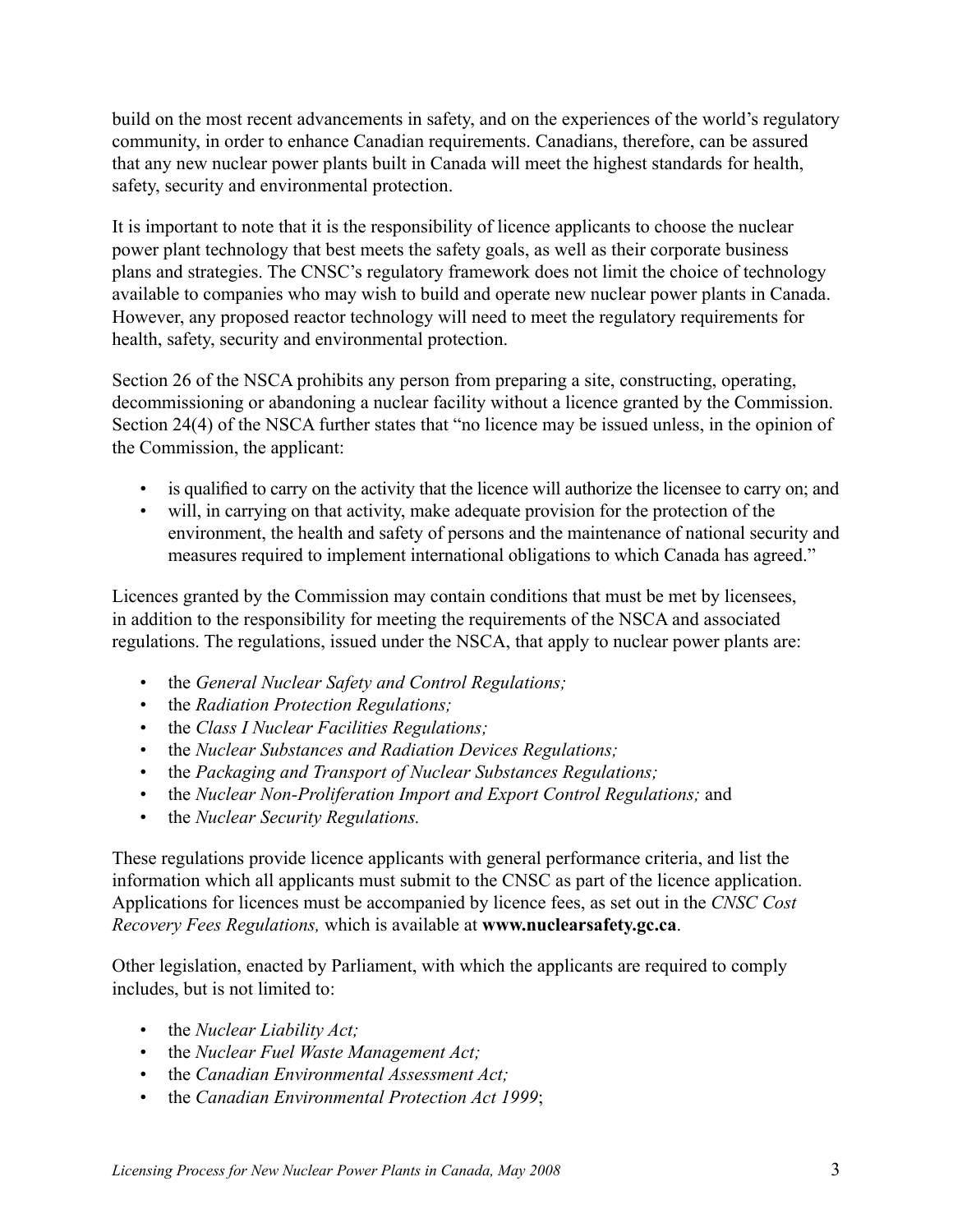build on the most recent advancements in safety, and on the experiences of the world's regulatory community, in order to enhance Canadian requirements. Canadians, therefore, can be assured that any new nuclear power plants built in Canada will meet the highest standards for health, safety, security and environmental protection.

It is important to note that it is the responsibility of licence applicants to choose the nuclear power plant technology that best meets the safety goals, as well as their corporate business plans and strategies. The CNSC's regulatory framework does not limit the choice of technology available to companies who may wish to build and operate new nuclear power plants in Canada. However, any proposed reactor technology will need to meet the regulatory requirements for health, safety, security and environmental protection.

Section 26 of the NSCA prohibits any person from preparing a site, constructing, operating, decommissioning or abandoning a nuclear facility without a licence granted by the Commission. Section 24(4) of the NSCA further states that "no licence may be issued unless, in the opinion of the Commission, the applicant:

- is qualified to carry on the activity that the licence will authorize the licensee to carry on; and
- will, in carrying on that activity, make adequate provision for the protection of the environment, the health and safety of persons and the maintenance of national security and measures required to implement international obligations to which Canada has agreed."

Licences granted by the Commission may contain conditions that must be met by licensees, in addition to the responsibility for meeting the requirements of the NSCA and associated regulations. The regulations, issued under the NSCA, that apply to nuclear power plants are:

- the *General Nuclear Safety and Control Regulations;*
- the *Radiation Protection Regulations;*
- the *Class I Nuclear Facilities Regulations;*
- the *Nuclear Substances and Radiation Devices Regulations;*
- the *Packaging and Transport of Nuclear Substances Regulations;*
- the *Nuclear Non-Proliferation Import and Export Control Regulations;* and
- the *Nuclear Security Regulations.*

These regulations provide licence applicants with general performance criteria, and list the information which all applicants must submit to the CNSC as part of the licence application. Applications for licences must be accompanied by licence fees, as set out in the *CNSC Cost Recovery Fees Regulations,* which is available at **www.nuclearsafety.gc.ca**.

Other legislation, enacted by Parliament, with which the applicants are required to comply includes, but is not limited to:

- the *Nuclear Liability Act;*
- the *Nuclear Fuel Waste Management Act;*
- the *Canadian Environmental Assessment Act;*
- the *Canadian Environmental Protection Act 1999*;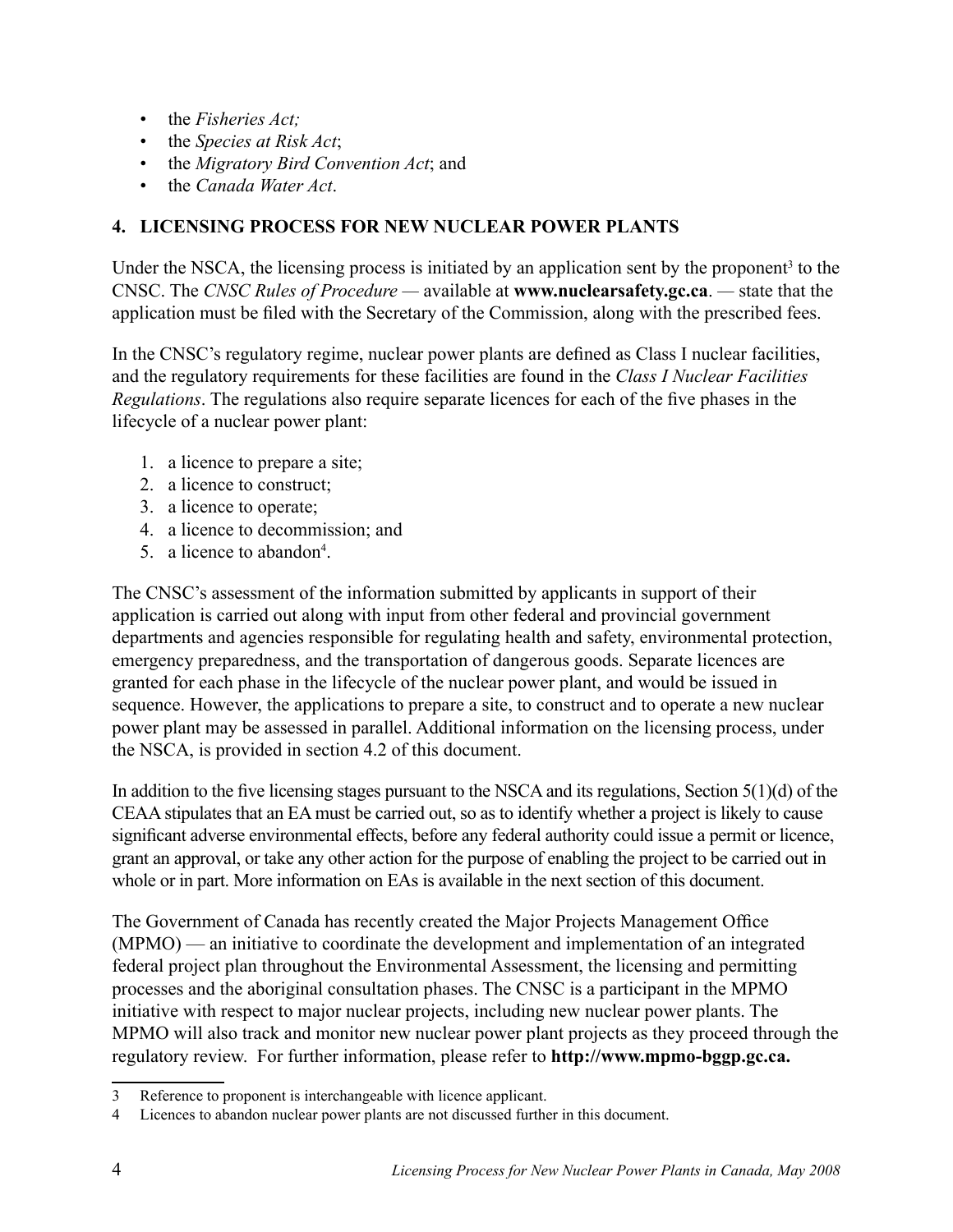- the *Fisheries Act;*
- the *Species at Risk Act*;
- the *Migratory Bird Convention Act*; and
- the *Canada Water Act*.

## 4. LICENSING PROCESS FOR NEW NUCLEAR POWER PLANTS

Under the NSCA, the licensing process is initiated by an application sent by the proponent[3] to the CNSC. The *CNSC Rules of Procedure* — available at **www.nuclearsafety.gc.ca**. — state that the application must be filed with the Secretary of the Commission, along with the prescribed fees.

In the CNSC's regulatory regime, nuclear power plants are defined as Class I nuclear facilities, and the regulatory requirements for these facilities are found in the *Class I Nuclear Facilities Regulations*. The regulations also require separate licences for each of the five phases in the lifecycle of a nuclear power plant:

1. a licence to prepare a site;
2. a licence to construct;
3. a licence to operate;
4. a licence to decommission; and
5. a licence to abandon[4].

The CNSC's assessment of the information submitted by applicants in support of their application is carried out along with input from other federal and provincial government departments and agencies responsible for regulating health and safety, environmental protection, emergency preparedness, and the transportation of dangerous goods. Separate licences are granted for each phase in the lifecycle of the nuclear power plant, and would be issued in sequence. However, the applications to prepare a site, to construct and to operate a new nuclear power plant may be assessed in parallel. Additional information on the licensing process, under the NSCA, is provided in section 4.2 of this document.

In addition to the five licensing stages pursuant to the NSCA and its regulations, Section 5(1)(d) of the CEAA stipulates that an EA must be carried out, so as to identify whether a project is likely to cause significant adverse environmental effects, before any federal authority could issue a permit or licence, grant an approval, or take any other action for the purpose of enabling the project to be carried out in whole or in part. More information on EAs is available in the next section of this document.

The Government of Canada has recently created the Major Projects Management Office (MPMO) — an initiative to coordinate the development and implementation of an integrated federal project plan throughout the Environmental Assessment, the licensing and permitting processes and the aboriginal consultation phases. The CNSC is a participant in the MPMO initiative with respect to major nuclear projects, including new nuclear power plants. The MPMO will also track and monitor new nuclear power plant projects as they proceed through the regulatory review. For further information, please refer to **http://www.mpmo-bggp.gc.ca.**

---

3 Reference to proponent is interchangeable with licence applicant.

4 Licences to abandon nuclear power plants are not discussed further in this document.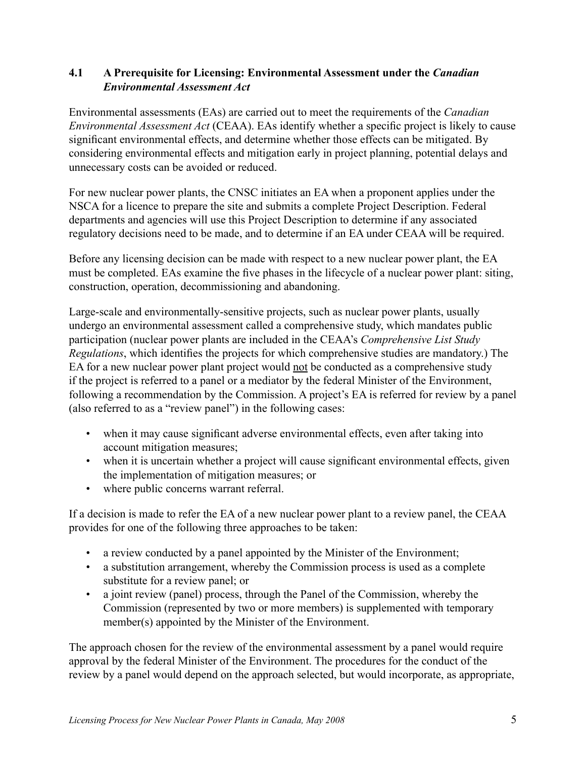### 4.1 A Prerequisite for Licensing: Environmental Assessment under the *Canadian Environmental Assessment Act*

Environmental assessments (EAs) are carried out to meet the requirements of the *Canadian Environmental Assessment Act* (CEAA). EAs identify whether a specific project is likely to cause significant environmental effects, and determine whether those effects can be mitigated. By considering environmental effects and mitigation early in project planning, potential delays and unnecessary costs can be avoided or reduced.

For new nuclear power plants, the CNSC initiates an EA when a proponent applies under the NSCA for a licence to prepare the site and submits a complete Project Description. Federal departments and agencies will use this Project Description to determine if any associated regulatory decisions need to be made, and to determine if an EA under CEAA will be required.

Before any licensing decision can be made with respect to a new nuclear power plant, the EA must be completed. EAs examine the five phases in the lifecycle of a nuclear power plant: siting, construction, operation, decommissioning and abandoning.

Large-scale and environmentally-sensitive projects, such as nuclear power plants, usually undergo an environmental assessment called a comprehensive study, which mandates public participation (nuclear power plants are included in the CEAA's *Comprehensive List Study Regulations*, which identifies the projects for which comprehensive studies are mandatory.) The EA for a new nuclear power plant project would <u>not</u> be conducted as a comprehensive study if the project is referred to a panel or a mediator by the federal Minister of the Environment, following a recommendation by the Commission. A project's EA is referred for review by a panel (also referred to as a "review panel") in the following cases:

- when it may cause significant adverse environmental effects, even after taking into account mitigation measures;
- when it is uncertain whether a project will cause significant environmental effects, given the implementation of mitigation measures; or
- where public concerns warrant referral.

If a decision is made to refer the EA of a new nuclear power plant to a review panel, the CEAA provides for one of the following three approaches to be taken:

- a review conducted by a panel appointed by the Minister of the Environment;
- a substitution arrangement, whereby the Commission process is used as a complete substitute for a review panel; or
- a joint review (panel) process, through the Panel of the Commission, whereby the Commission (represented by two or more members) is supplemented with temporary member(s) appointed by the Minister of the Environment.

The approach chosen for the review of the environmental assessment by a panel would require approval by the federal Minister of the Environment. The procedures for the conduct of the review by a panel would depend on the approach selected, but would incorporate, as appropriate,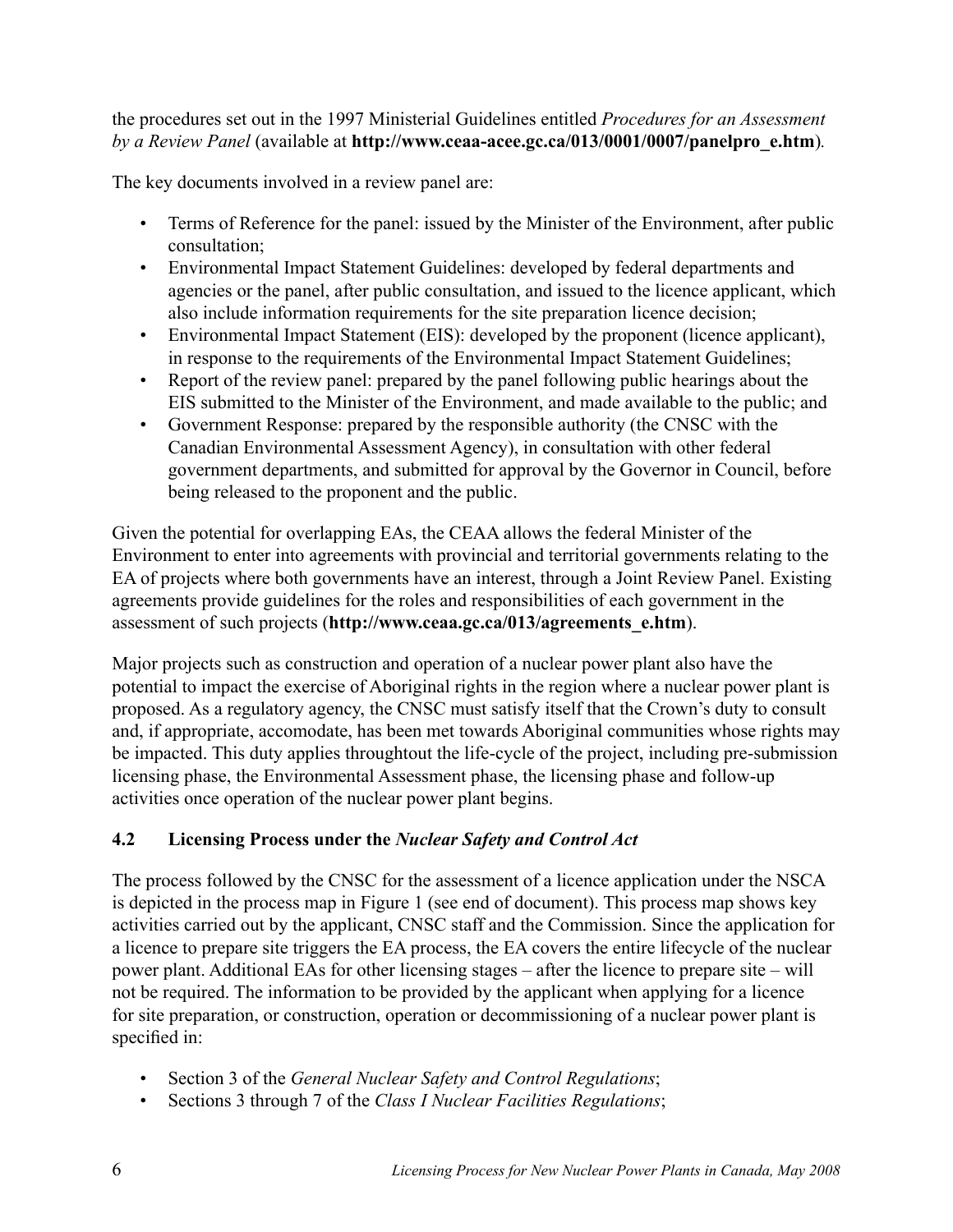the procedures set out in the 1997 Ministerial Guidelines entitled *Procedures for an Assessment by a Review Panel* (available at **http://www.ceaa-acee.gc.ca/013/0001/0007/panelpro_e.htm**).

The key documents involved in a review panel are:

- Terms of Reference for the panel: issued by the Minister of the Environment, after public consultation;
- Environmental Impact Statement Guidelines: developed by federal departments and agencies or the panel, after public consultation, and issued to the licence applicant, which also include information requirements for the site preparation licence decision;
- Environmental Impact Statement (EIS): developed by the proponent (licence applicant), in response to the requirements of the Environmental Impact Statement Guidelines;
- Report of the review panel: prepared by the panel following public hearings about the EIS submitted to the Minister of the Environment, and made available to the public; and
- Government Response: prepared by the responsible authority (the CNSC with the Canadian Environmental Assessment Agency), in consultation with other federal government departments, and submitted for approval by the Governor in Council, before being released to the proponent and the public.

Given the potential for overlapping EAs, the CEAA allows the federal Minister of the Environment to enter into agreements with provincial and territorial governments relating to the EA of projects where both governments have an interest, through a Joint Review Panel. Existing agreements provide guidelines for the roles and responsibilities of each government in the assessment of such projects (**http://www.ceaa.gc.ca/013/agreements_e.htm**).

Major projects such as construction and operation of a nuclear power plant also have the potential to impact the exercise of Aboriginal rights in the region where a nuclear power plant is proposed. As a regulatory agency, the CNSC must satisfy itself that the Crown's duty to consult and, if appropriate, accomodate, has been met towards Aboriginal communities whose rights may be impacted. This duty applies throughtout the life-cycle of the project, including pre-submission licensing phase, the Environmental Assessment phase, the licensing phase and follow-up activities once operation of the nuclear power plant begins.

### 4.2 Licensing Process under the *Nuclear Safety and Control Act*

The process followed by the CNSC for the assessment of a licence application under the NSCA is depicted in the process map in Figure 1 (see end of document). This process map shows key activities carried out by the applicant, CNSC staff and the Commission. Since the application for a licence to prepare site triggers the EA process, the EA covers the entire lifecycle of the nuclear power plant. Additional EAs for other licensing stages – after the licence to prepare site – will not be required. The information to be provided by the applicant when applying for a licence for site preparation, or construction, operation or decommissioning of a nuclear power plant is specified in:

- Section 3 of the *General Nuclear Safety and Control Regulations*;
- Sections 3 through 7 of the *Class I Nuclear Facilities Regulations*;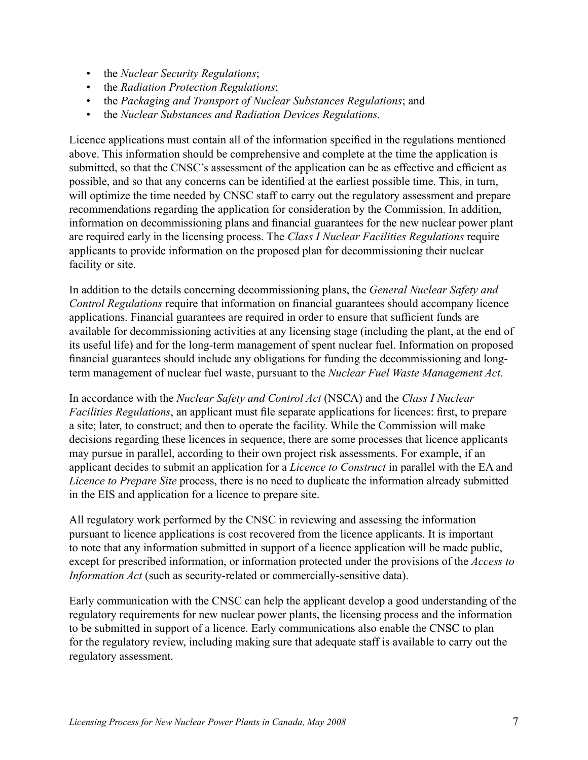- the *Nuclear Security Regulations*;
- the *Radiation Protection Regulations*;
- the *Packaging and Transport of Nuclear Substances Regulations*; and
- the *Nuclear Substances and Radiation Devices Regulations.*

Licence applications must contain all of the information specified in the regulations mentioned above. This information should be comprehensive and complete at the time the application is submitted, so that the CNSC's assessment of the application can be as effective and efficient as possible, and so that any concerns can be identified at the earliest possible time. This, in turn, will optimize the time needed by CNSC staff to carry out the regulatory assessment and prepare recommendations regarding the application for consideration by the Commission. In addition, information on decommissioning plans and financial guarantees for the new nuclear power plant are required early in the licensing process. The *Class I Nuclear Facilities Regulations* require applicants to provide information on the proposed plan for decommissioning their nuclear facility or site.

In addition to the details concerning decommissioning plans, the *General Nuclear Safety and Control Regulations* require that information on financial guarantees should accompany licence applications. Financial guarantees are required in order to ensure that sufficient funds are available for decommissioning activities at any licensing stage (including the plant, at the end of its useful life) and for the long-term management of spent nuclear fuel. Information on proposed financial guarantees should include any obligations for funding the decommissioning and long-term management of nuclear fuel waste, pursuant to the *Nuclear Fuel Waste Management Act*.

In accordance with the *Nuclear Safety and Control Act* (NSCA) and the *Class I Nuclear Facilities Regulations*, an applicant must file separate applications for licences: first, to prepare a site; later, to construct; and then to operate the facility. While the Commission will make decisions regarding these licences in sequence, there are some processes that licence applicants may pursue in parallel, according to their own project risk assessments. For example, if an applicant decides to submit an application for a *Licence to Construct* in parallel with the EA and *Licence to Prepare Site* process, there is no need to duplicate the information already submitted in the EIS and application for a licence to prepare site.

All regulatory work performed by the CNSC in reviewing and assessing the information pursuant to licence applications is cost recovered from the licence applicants. It is important to note that any information submitted in support of a licence application will be made public, except for prescribed information, or information protected under the provisions of the *Access to Information Act* (such as security-related or commercially-sensitive data).

Early communication with the CNSC can help the applicant develop a good understanding of the regulatory requirements for new nuclear power plants, the licensing process and the information to be submitted in support of a licence. Early communications also enable the CNSC to plan for the regulatory review, including making sure that adequate staff is available to carry out the regulatory assessment.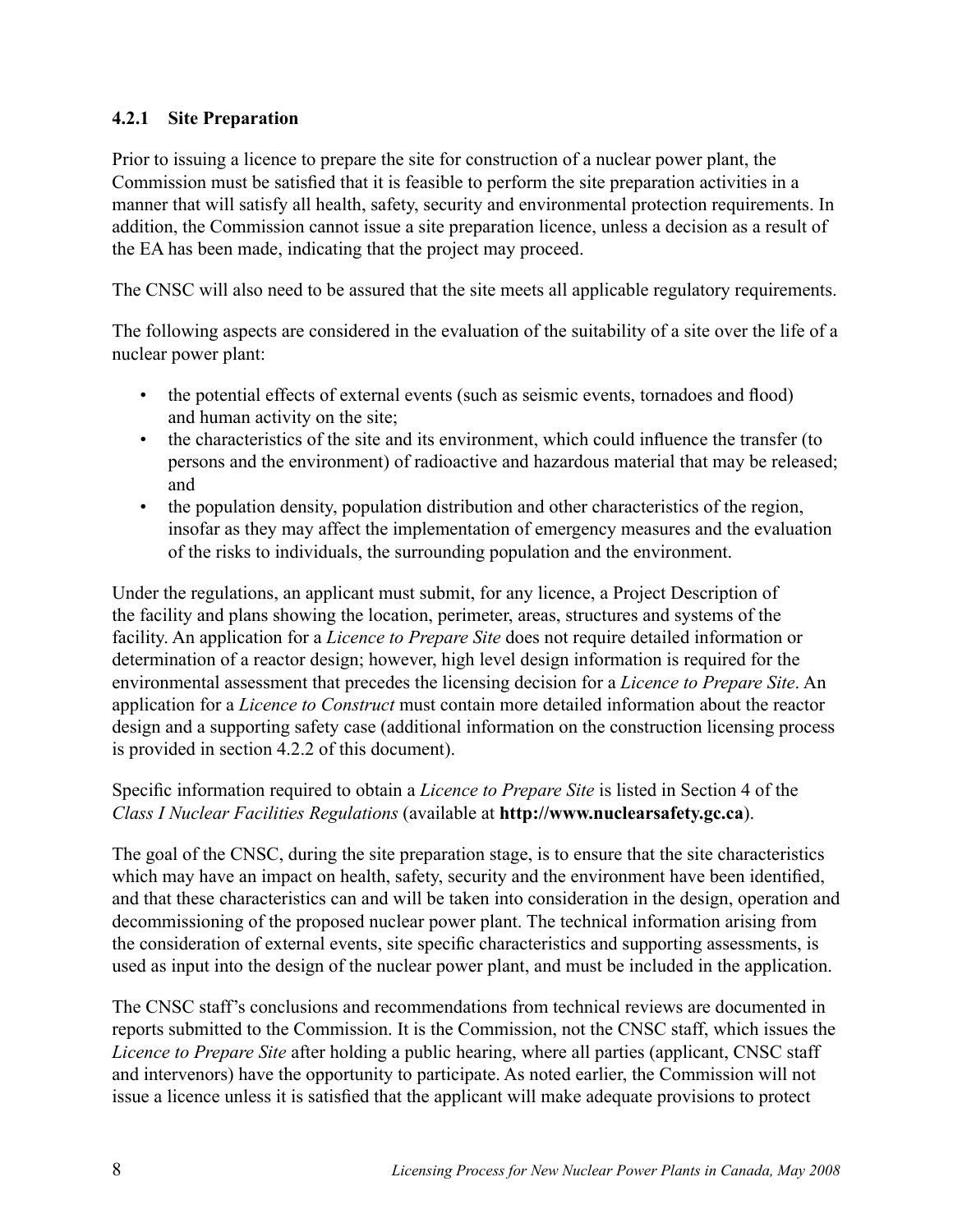### 4.2.1 Site Preparation

Prior to issuing a licence to prepare the site for construction of a nuclear power plant, the Commission must be satisfied that it is feasible to perform the site preparation activities in a manner that will satisfy all health, safety, security and environmental protection requirements. In addition, the Commission cannot issue a site preparation licence, unless a decision as a result of the EA has been made, indicating that the project may proceed.

The CNSC will also need to be assured that the site meets all applicable regulatory requirements.

The following aspects are considered in the evaluation of the suitability of a site over the life of a nuclear power plant:

- the potential effects of external events (such as seismic events, tornadoes and flood) and human activity on the site;
- the characteristics of the site and its environment, which could influence the transfer (to persons and the environment) of radioactive and hazardous material that may be released; and
- the population density, population distribution and other characteristics of the region, insofar as they may affect the implementation of emergency measures and the evaluation of the risks to individuals, the surrounding population and the environment.

Under the regulations, an applicant must submit, for any licence, a Project Description of the facility and plans showing the location, perimeter, areas, structures and systems of the facility. An application for a *Licence to Prepare Site* does not require detailed information or determination of a reactor design; however, high level design information is required for the environmental assessment that precedes the licensing decision for a *Licence to Prepare Site*. An application for a *Licence to Construct* must contain more detailed information about the reactor design and a supporting safety case (additional information on the construction licensing process is provided in section 4.2.2 of this document).

Specific information required to obtain a *Licence to Prepare Site* is listed in Section 4 of the *Class I Nuclear Facilities Regulations* (available at **http://www.nuclearsafety.gc.ca**).

The goal of the CNSC, during the site preparation stage, is to ensure that the site characteristics which may have an impact on health, safety, security and the environment have been identified, and that these characteristics can and will be taken into consideration in the design, operation and decommissioning of the proposed nuclear power plant. The technical information arising from the consideration of external events, site specific characteristics and supporting assessments, is used as input into the design of the nuclear power plant, and must be included in the application.

The CNSC staff's conclusions and recommendations from technical reviews are documented in reports submitted to the Commission. It is the Commission, not the CNSC staff, which issues the *Licence to Prepare Site* after holding a public hearing, where all parties (applicant, CNSC staff and intervenors) have the opportunity to participate. As noted earlier, the Commission will not issue a licence unless it is satisfied that the applicant will make adequate provisions to protect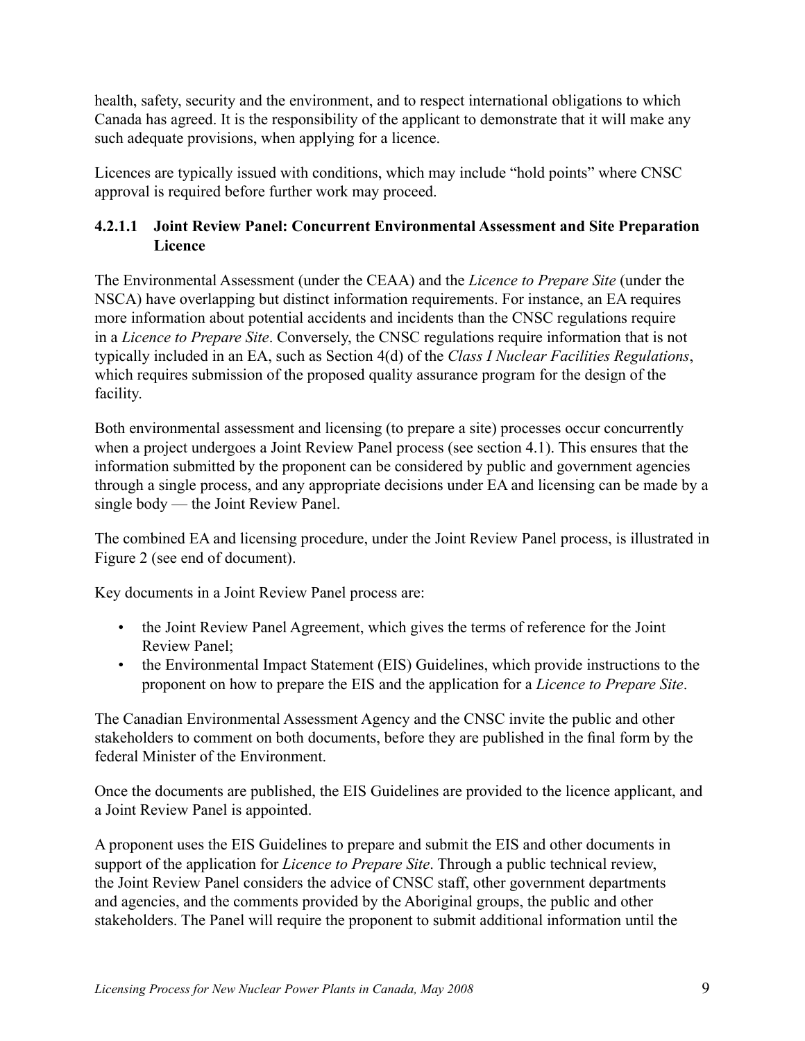health, safety, security and the environment, and to respect international obligations to which Canada has agreed. It is the responsibility of the applicant to demonstrate that it will make any such adequate provisions, when applying for a licence.

Licences are typically issued with conditions, which may include "hold points" where CNSC approval is required before further work may proceed.

#### 4.2.1.1 Joint Review Panel: Concurrent Environmental Assessment and Site Preparation Licence

The Environmental Assessment (under the CEAA) and the *Licence to Prepare Site* (under the NSCA) have overlapping but distinct information requirements. For instance, an EA requires more information about potential accidents and incidents than the CNSC regulations require in a *Licence to Prepare Site*. Conversely, the CNSC regulations require information that is not typically included in an EA, such as Section 4(d) of the *Class I Nuclear Facilities Regulations*, which requires submission of the proposed quality assurance program for the design of the facility.

Both environmental assessment and licensing (to prepare a site) processes occur concurrently when a project undergoes a Joint Review Panel process (see section 4.1). This ensures that the information submitted by the proponent can be considered by public and government agencies through a single process, and any appropriate decisions under EA and licensing can be made by a single body — the Joint Review Panel.

The combined EA and licensing procedure, under the Joint Review Panel process, is illustrated in Figure 2 (see end of document).

Key documents in a Joint Review Panel process are:

- the Joint Review Panel Agreement, which gives the terms of reference for the Joint Review Panel;
- the Environmental Impact Statement (EIS) Guidelines, which provide instructions to the proponent on how to prepare the EIS and the application for a *Licence to Prepare Site*.

The Canadian Environmental Assessment Agency and the CNSC invite the public and other stakeholders to comment on both documents, before they are published in the final form by the federal Minister of the Environment.

Once the documents are published, the EIS Guidelines are provided to the licence applicant, and a Joint Review Panel is appointed.

A proponent uses the EIS Guidelines to prepare and submit the EIS and other documents in support of the application for *Licence to Prepare Site*. Through a public technical review, the Joint Review Panel considers the advice of CNSC staff, other government departments and agencies, and the comments provided by the Aboriginal groups, the public and other stakeholders. The Panel will require the proponent to submit additional information until the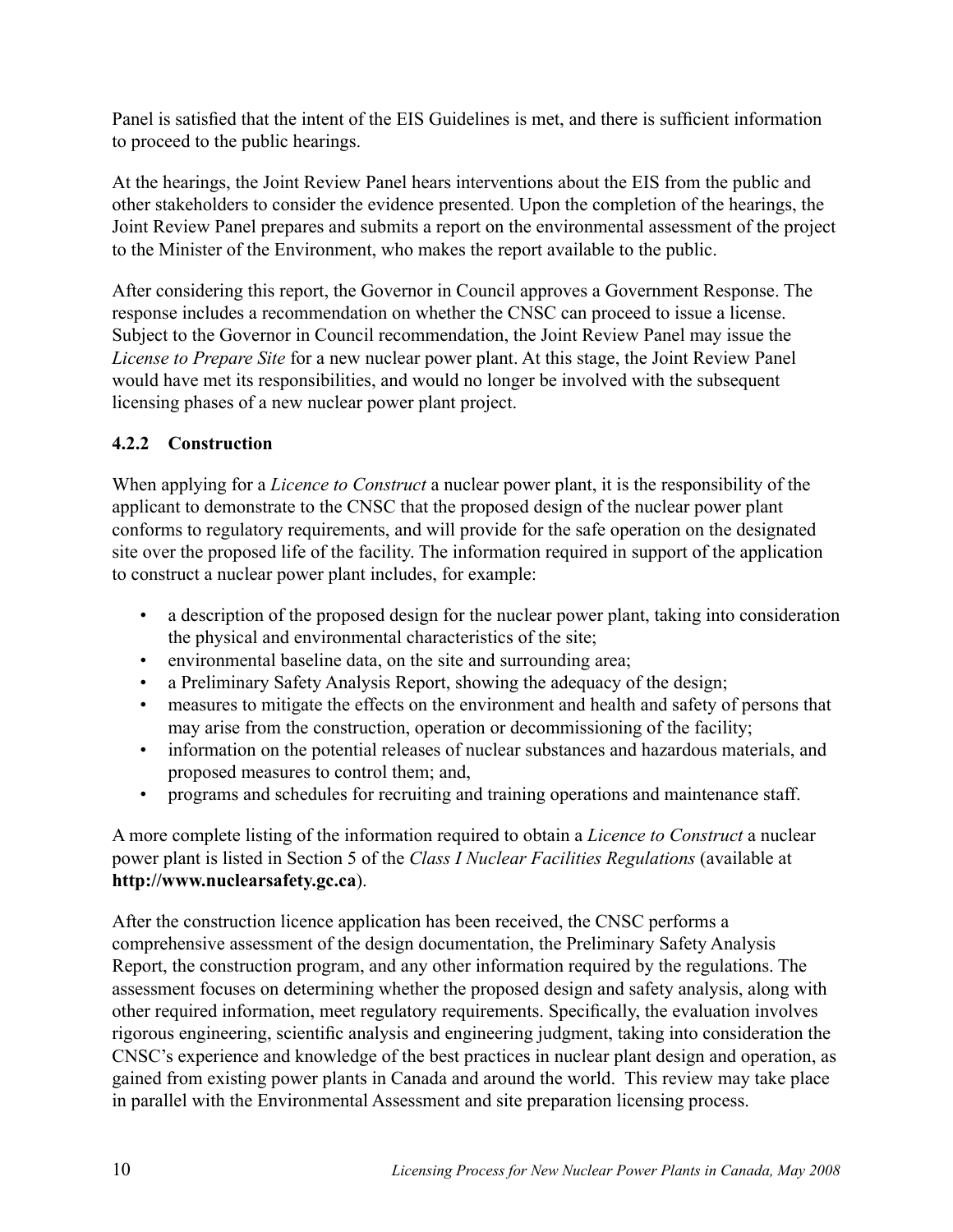Panel is satisfied that the intent of the EIS Guidelines is met, and there is sufficient information to proceed to the public hearings.

At the hearings, the Joint Review Panel hears interventions about the EIS from the public and other stakeholders to consider the evidence presented. Upon the completion of the hearings, the Joint Review Panel prepares and submits a report on the environmental assessment of the project to the Minister of the Environment, who makes the report available to the public.

After considering this report, the Governor in Council approves a Government Response. The response includes a recommendation on whether the CNSC can proceed to issue a license. Subject to the Governor in Council recommendation, the Joint Review Panel may issue the *License to Prepare Site* for a new nuclear power plant. At this stage, the Joint Review Panel would have met its responsibilities, and would no longer be involved with the subsequent licensing phases of a new nuclear power plant project.

### 4.2.2 Construction

When applying for a *Licence to Construct* a nuclear power plant, it is the responsibility of the applicant to demonstrate to the CNSC that the proposed design of the nuclear power plant conforms to regulatory requirements, and will provide for the safe operation on the designated site over the proposed life of the facility. The information required in support of the application to construct a nuclear power plant includes, for example:

- a description of the proposed design for the nuclear power plant, taking into consideration the physical and environmental characteristics of the site;
- environmental baseline data, on the site and surrounding area;
- a Preliminary Safety Analysis Report, showing the adequacy of the design;
- measures to mitigate the effects on the environment and health and safety of persons that may arise from the construction, operation or decommissioning of the facility;
- information on the potential releases of nuclear substances and hazardous materials, and proposed measures to control them; and,
- programs and schedules for recruiting and training operations and maintenance staff.

A more complete listing of the information required to obtain a *Licence to Construct* a nuclear power plant is listed in Section 5 of the *Class I Nuclear Facilities Regulations* (available at **http://www.nuclearsafety.gc.ca**).

After the construction licence application has been received, the CNSC performs a comprehensive assessment of the design documentation, the Preliminary Safety Analysis Report, the construction program, and any other information required by the regulations. The assessment focuses on determining whether the proposed design and safety analysis, along with other required information, meet regulatory requirements. Specifically, the evaluation involves rigorous engineering, scientific analysis and engineering judgment, taking into consideration the CNSC's experience and knowledge of the best practices in nuclear plant design and operation, as gained from existing power plants in Canada and around the world. This review may take place in parallel with the Environmental Assessment and site preparation licensing process.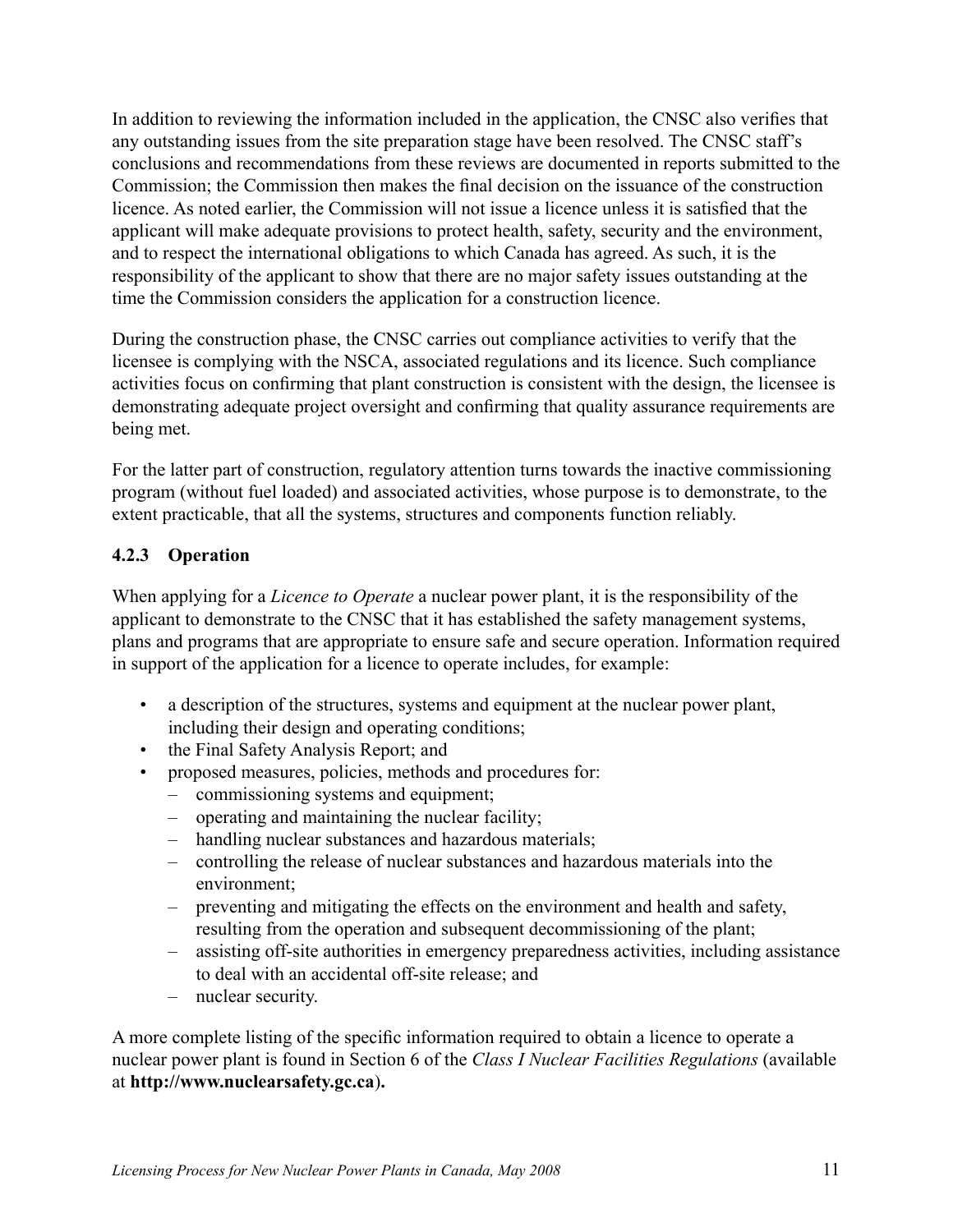In addition to reviewing the information included in the application, the CNSC also verifies that any outstanding issues from the site preparation stage have been resolved. The CNSC staff's conclusions and recommendations from these reviews are documented in reports submitted to the Commission; the Commission then makes the final decision on the issuance of the construction licence. As noted earlier, the Commission will not issue a licence unless it is satisfied that the applicant will make adequate provisions to protect health, safety, security and the environment, and to respect the international obligations to which Canada has agreed. As such, it is the responsibility of the applicant to show that there are no major safety issues outstanding at the time the Commission considers the application for a construction licence.

During the construction phase, the CNSC carries out compliance activities to verify that the licensee is complying with the NSCA, associated regulations and its licence. Such compliance activities focus on confirming that plant construction is consistent with the design, the licensee is demonstrating adequate project oversight and confirming that quality assurance requirements are being met.

For the latter part of construction, regulatory attention turns towards the inactive commissioning program (without fuel loaded) and associated activities, whose purpose is to demonstrate, to the extent practicable, that all the systems, structures and components function reliably.

### 4.2.3 Operation

When applying for a *Licence to Operate* a nuclear power plant, it is the responsibility of the applicant to demonstrate to the CNSC that it has established the safety management systems, plans and programs that are appropriate to ensure safe and secure operation. Information required in support of the application for a licence to operate includes, for example:

- a description of the structures, systems and equipment at the nuclear power plant, including their design and operating conditions;
- the Final Safety Analysis Report; and
- proposed measures, policies, methods and procedures for:
  - commissioning systems and equipment;
  - operating and maintaining the nuclear facility;
  - handling nuclear substances and hazardous materials;
  - controlling the release of nuclear substances and hazardous materials into the environment;
  - preventing and mitigating the effects on the environment and health and safety, resulting from the operation and subsequent decommissioning of the plant;
  - assisting off-site authorities in emergency preparedness activities, including assistance to deal with an accidental off-site release; and
  - nuclear security.

A more complete listing of the specific information required to obtain a licence to operate a nuclear power plant is found in Section 6 of the *Class I Nuclear Facilities Regulations* (available at **http://www.nuclearsafety.gc.ca**).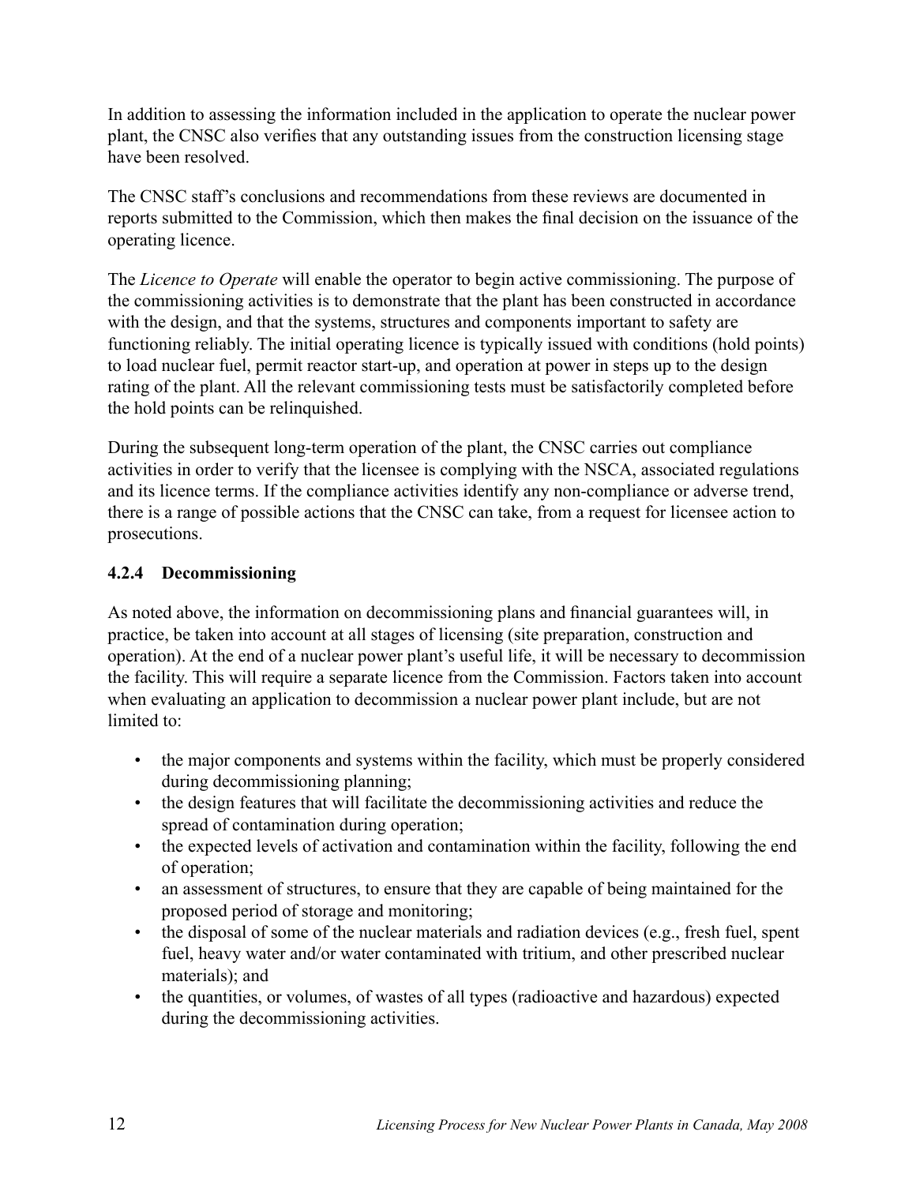In addition to assessing the information included in the application to operate the nuclear power plant, the CNSC also verifies that any outstanding issues from the construction licensing stage have been resolved.

The CNSC staff's conclusions and recommendations from these reviews are documented in reports submitted to the Commission, which then makes the final decision on the issuance of the operating licence.

The *Licence to Operate* will enable the operator to begin active commissioning. The purpose of the commissioning activities is to demonstrate that the plant has been constructed in accordance with the design, and that the systems, structures and components important to safety are functioning reliably. The initial operating licence is typically issued with conditions (hold points) to load nuclear fuel, permit reactor start-up, and operation at power in steps up to the design rating of the plant. All the relevant commissioning tests must be satisfactorily completed before the hold points can be relinquished.

During the subsequent long-term operation of the plant, the CNSC carries out compliance activities in order to verify that the licensee is complying with the NSCA, associated regulations and its licence terms. If the compliance activities identify any non-compliance or adverse trend, there is a range of possible actions that the CNSC can take, from a request for licensee action to prosecutions.

#### 4.2.4 Decommissioning

As noted above, the information on decommissioning plans and financial guarantees will, in practice, be taken into account at all stages of licensing (site preparation, construction and operation). At the end of a nuclear power plant's useful life, it will be necessary to decommission the facility. This will require a separate licence from the Commission. Factors taken into account when evaluating an application to decommission a nuclear power plant include, but are not limited to:

- the major components and systems within the facility, which must be properly considered during decommissioning planning;
- the design features that will facilitate the decommissioning activities and reduce the spread of contamination during operation;
- the expected levels of activation and contamination within the facility, following the end of operation;
- an assessment of structures, to ensure that they are capable of being maintained for the proposed period of storage and monitoring;
- the disposal of some of the nuclear materials and radiation devices (e.g., fresh fuel, spent fuel, heavy water and/or water contaminated with tritium, and other prescribed nuclear materials); and
- the quantities, or volumes, of wastes of all types (radioactive and hazardous) expected during the decommissioning activities.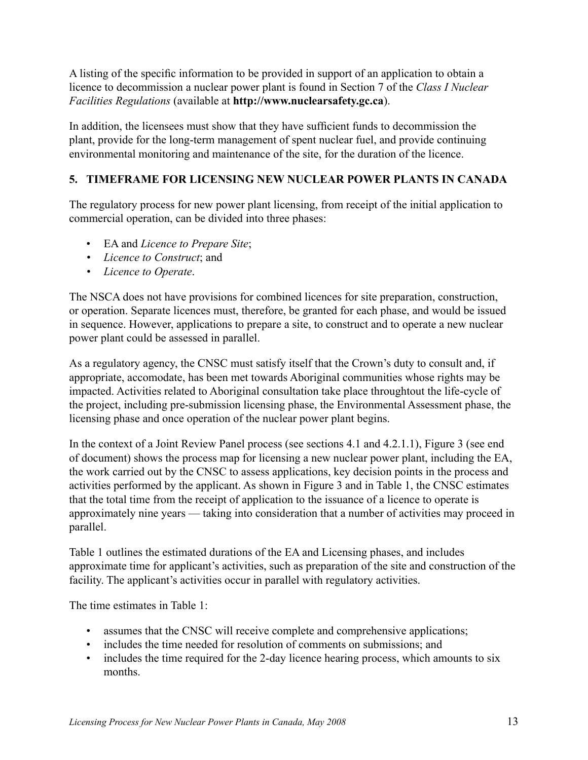A listing of the specific information to be provided in support of an application to obtain a licence to decommission a nuclear power plant is found in Section 7 of the *Class I Nuclear Facilities Regulations* (available at **http://www.nuclearsafety.gc.ca**).

In addition, the licensees must show that they have sufficient funds to decommission the plant, provide for the long-term management of spent nuclear fuel, and provide continuing environmental monitoring and maintenance of the site, for the duration of the licence.

## 5. TIMEFRAME FOR LICENSING NEW NUCLEAR POWER PLANTS IN CANADA

The regulatory process for new power plant licensing, from receipt of the initial application to commercial operation, can be divided into three phases:

- EA and *Licence to Prepare Site*;
- *Licence to Construct*; and
- *Licence to Operate*.

The NSCA does not have provisions for combined licences for site preparation, construction, or operation. Separate licences must, therefore, be granted for each phase, and would be issued in sequence. However, applications to prepare a site, to construct and to operate a new nuclear power plant could be assessed in parallel.

As a regulatory agency, the CNSC must satisfy itself that the Crown's duty to consult and, if appropriate, accomodate, has been met towards Aboriginal communities whose rights may be impacted. Activities related to Aboriginal consultation take place throughtout the life-cycle of the project, including pre-submission licensing phase, the Environmental Assessment phase, the licensing phase and once operation of the nuclear power plant begins.

In the context of a Joint Review Panel process (see sections 4.1 and 4.2.1.1), Figure 3 (see end of document) shows the process map for licensing a new nuclear power plant, including the EA, the work carried out by the CNSC to assess applications, key decision points in the process and activities performed by the applicant. As shown in Figure 3 and in Table 1, the CNSC estimates that the total time from the receipt of application to the issuance of a licence to operate is approximately nine years — taking into consideration that a number of activities may proceed in parallel.

Table 1 outlines the estimated durations of the EA and Licensing phases, and includes approximate time for applicant's activities, such as preparation of the site and construction of the facility. The applicant's activities occur in parallel with regulatory activities.

The time estimates in Table 1:

- assumes that the CNSC will receive complete and comprehensive applications;
- includes the time needed for resolution of comments on submissions; and
- includes the time required for the 2-day licence hearing process, which amounts to six months.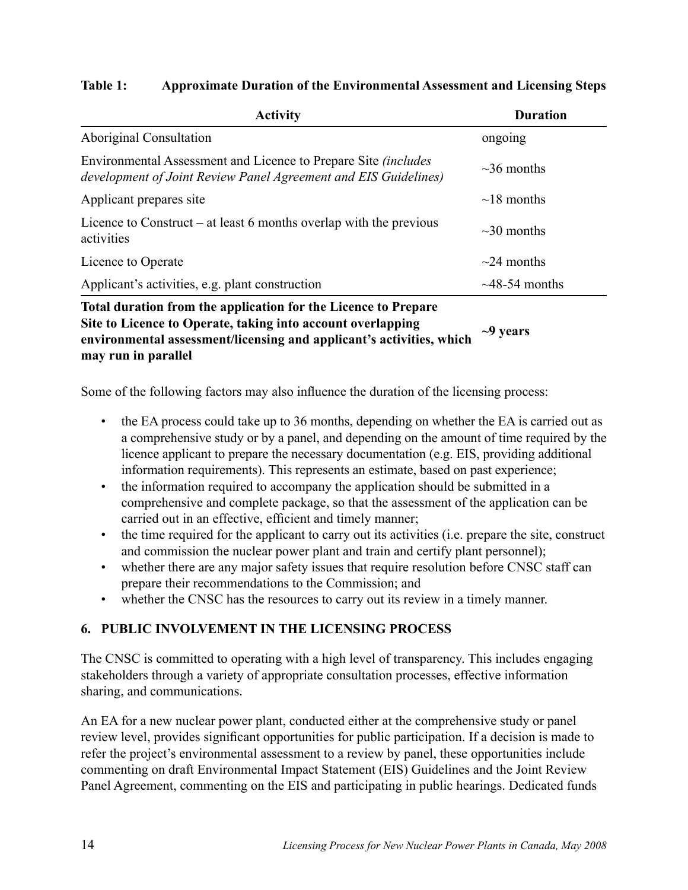**Table 1: Approximate Duration of the Environmental Assessment and Licensing Steps**

| Activity | Duration |
| --- | --- |
| Aboriginal Consultation | ongoing |
| Environmental Assessment and Licence to Prepare Site *(includes development of Joint Review Panel Agreement and EIS Guidelines)* | ~36 months |
| Applicant prepares site | ~18 months |
| Licence to Construct – at least 6 months overlap with the previous activities | ~30 months |
| Licence to Operate | ~24 months |
| Applicant's activities, e.g. plant construction | ~48-54 months |
| **Total duration from the application for the Licence to Prepare Site to Licence to Operate, taking into account overlapping environmental assessment/licensing and applicant's activities, which may run in parallel** | **~9 years** |

Some of the following factors may also influence the duration of the licensing process:

- the EA process could take up to 36 months, depending on whether the EA is carried out as a comprehensive study or by a panel, and depending on the amount of time required by the licence applicant to prepare the necessary documentation (e.g. EIS, providing additional information requirements). This represents an estimate, based on past experience;
- the information required to accompany the application should be submitted in a comprehensive and complete package, so that the assessment of the application can be carried out in an effective, efficient and timely manner;
- the time required for the applicant to carry out its activities (i.e. prepare the site, construct and commission the nuclear power plant and train and certify plant personnel);
- whether there are any major safety issues that require resolution before CNSC staff can prepare their recommendations to the Commission; and
- whether the CNSC has the resources to carry out its review in a timely manner.

## 6. PUBLIC INVOLVEMENT IN THE LICENSING PROCESS

The CNSC is committed to operating with a high level of transparency. This includes engaging stakeholders through a variety of appropriate consultation processes, effective information sharing, and communications.

An EA for a new nuclear power plant, conducted either at the comprehensive study or panel review level, provides significant opportunities for public participation. If a decision is made to refer the project's environmental assessment to a review by panel, these opportunities include commenting on draft Environmental Impact Statement (EIS) Guidelines and the Joint Review Panel Agreement, commenting on the EIS and participating in public hearings. Dedicated funds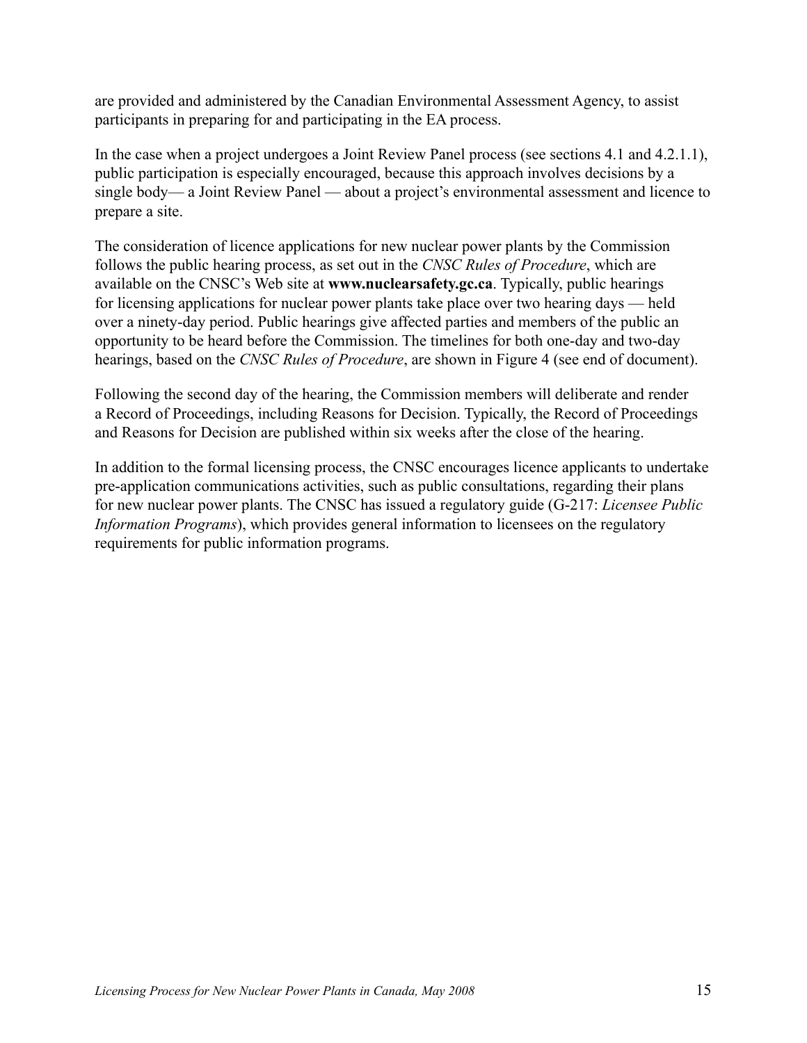are provided and administered by the Canadian Environmental Assessment Agency, to assist participants in preparing for and participating in the EA process.

In the case when a project undergoes a Joint Review Panel process (see sections 4.1 and 4.2.1.1), public participation is especially encouraged, because this approach involves decisions by a single body— a Joint Review Panel — about a project's environmental assessment and licence to prepare a site.

The consideration of licence applications for new nuclear power plants by the Commission follows the public hearing process, as set out in the *CNSC Rules of Procedure*, which are available on the CNSC's Web site at **www.nuclearsafety.gc.ca**. Typically, public hearings for licensing applications for nuclear power plants take place over two hearing days — held over a ninety-day period. Public hearings give affected parties and members of the public an opportunity to be heard before the Commission. The timelines for both one-day and two-day hearings, based on the *CNSC Rules of Procedure*, are shown in Figure 4 (see end of document).

Following the second day of the hearing, the Commission members will deliberate and render a Record of Proceedings, including Reasons for Decision. Typically, the Record of Proceedings and Reasons for Decision are published within six weeks after the close of the hearing.

In addition to the formal licensing process, the CNSC encourages licence applicants to undertake pre-application communications activities, such as public consultations, regarding their plans for new nuclear power plants. The CNSC has issued a regulatory guide (G-217: *Licensee Public Information Programs*), which provides general information to licensees on the regulatory requirements for public information programs.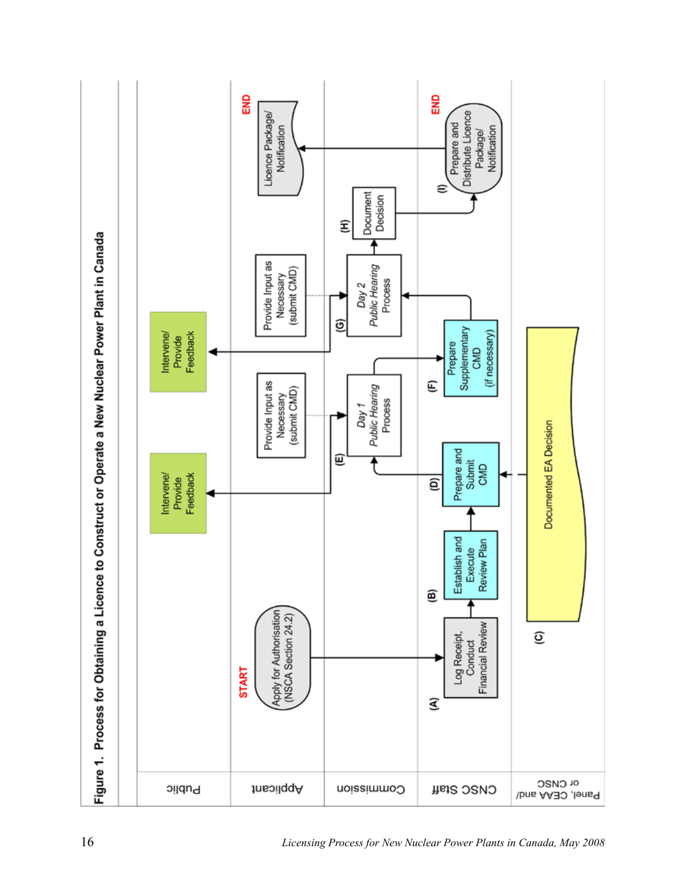**Figure 1. Process for Obtaining a Licence to Construct or Operate a New Nuclear Power Plant in Canada**

**Public**
- Intervene/ Provide Feedback
- Intervene/ Provide Feedback

**Applicant**
- START: Apply for Authorisation (NSCA Section 24.2)
- Provide Input as Necessary (submit CMD)
- Provide Input as Necessary (submit CMD)
- Licence Package/ Notification (END)

**Commission**
- (E) *Day 1 Public Hearing* Process
- (G) *Day 2 Public Hearing* Process
- (H) Document Decision

**CNSC Staff**
- (A) Log Receipt, Conduct Financial Review
- (B) Establish and Execute Review Plan
- (D) Prepare and Submit CMD
- (F) Prepare Supplementary CMD (if necessary)
- (I) Prepare and Distribute Licence Package/ Notification (END)

**Panel, CEAA and/ or CNSC**
- (C) Documented EA Decision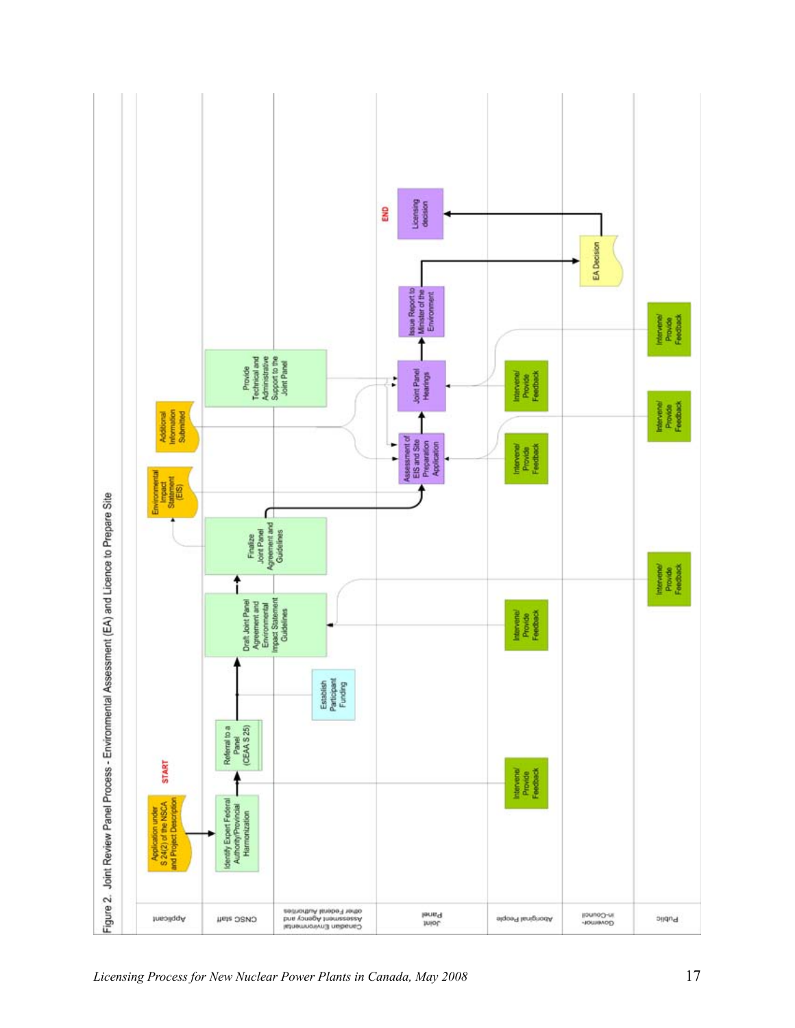Figure 2. Joint Review Panel Process - Environmental Assessment (EA) and Licence to Prepare Site

**Swimlanes:** Applicant | CNSC staff | Canadian Environmental Assessment Agency and other Federal Authorities | Joint Panel | Aboriginal People | Governor-in-Council | Public

**START**

- Applicant: Application under S 24(2) of the NSCA and Project Description
- CNSC staff: Identify Expert Federal Authority/Provincial Harmonization
- Aboriginal People: Intervene/ Provide Feedback
- CNSC staff: Referral to a Panel (CEAA S 25)
- Canadian Environmental Assessment Agency and other Federal Authorities: Establish Participant Funding
- CNSC staff / Canadian Environmental Assessment Agency and other Federal Authorities: Draft Joint Panel Agreement and Environmental Impact Statement Guidelines
- Aboriginal People: Intervene/ Provide Feedback
- Public: Intervene/ Provide Feedback
- CNSC staff / Canadian Environmental Assessment Agency and other Federal Authorities: Finalize Joint Panel Agreement and Guidelines
- Applicant: Environmental Impact Statement (EIS)
- Joint Panel: Assessment of EIS and Site Preparation Application
- Aboriginal People: Intervene/ Provide Feedback
- Public: Intervene/ Provide Feedback
- Applicant: Additional Information Submitted
- CNSC staff / Canadian Environmental Assessment Agency and other Federal Authorities: Provide Technical and Administrative Support to the Joint Panel
- Joint Panel: Joint Panel Hearings
- Aboriginal People: Intervene/ Provide Feedback
- Public: Intervene/ Provide Feedback
- Joint Panel: Issue Report to Minister of the Environment
- Governor-in-Council: EA Decision
- Joint Panel: Licensing decision

**END**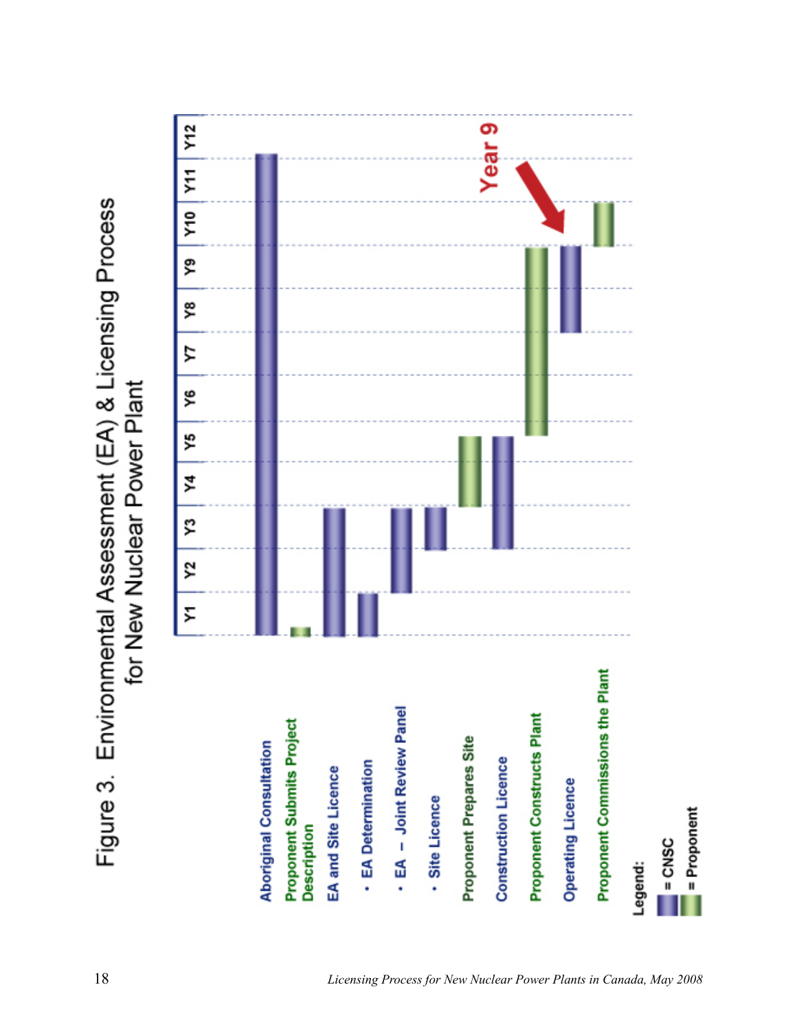Figure 3. Environmental Assessment (EA) & Licensing Process for New Nuclear Power Plant

| Activity | Y1 | Y2 | Y3 | Y4 | Y5 | Y6 | Y7 | Y8 | Y9 | Y10 | Y11 | Y12 |
|---|---|---|---|---|---|---|---|---|---|---|---|---|
| Aboriginal Consultation | ■ | ■ | ■ | ■ | ■ | ■ | ■ | ■ | ■ | ■ | ■ | |
| Proponent Submits Project Description | ■ | | | | | | | | | | | |
| EA and Site Licence | ■ | ■ | ■ | | | | | | | | | |
| • EA Determination | ■ | | | | | | | | | | | |
| • EA – Joint Review Panel | | ■ | ■ | | | | | | | | | |
| • Site Licence | | | ■ | | | | | | | | | |
| Proponent Prepares Site | | | | ■ | ■ | | | | | | | |
| Construction Licence | | | ■ | ■ | ■ | | | | | | | |
| Proponent Constructs Plant | | | | | ■ | ■ | ■ | ■ | ■ | | | |
| Operating Licence | | | | | | | | ■ | ■ | | | |
| Proponent Commissions the Plant | | | | | | | | | | ■ | | |

Year 9

Legend:
- = CNSC
- = Proponent

*Licensing Process for New Nuclear Power Plants in Canada, May 2008*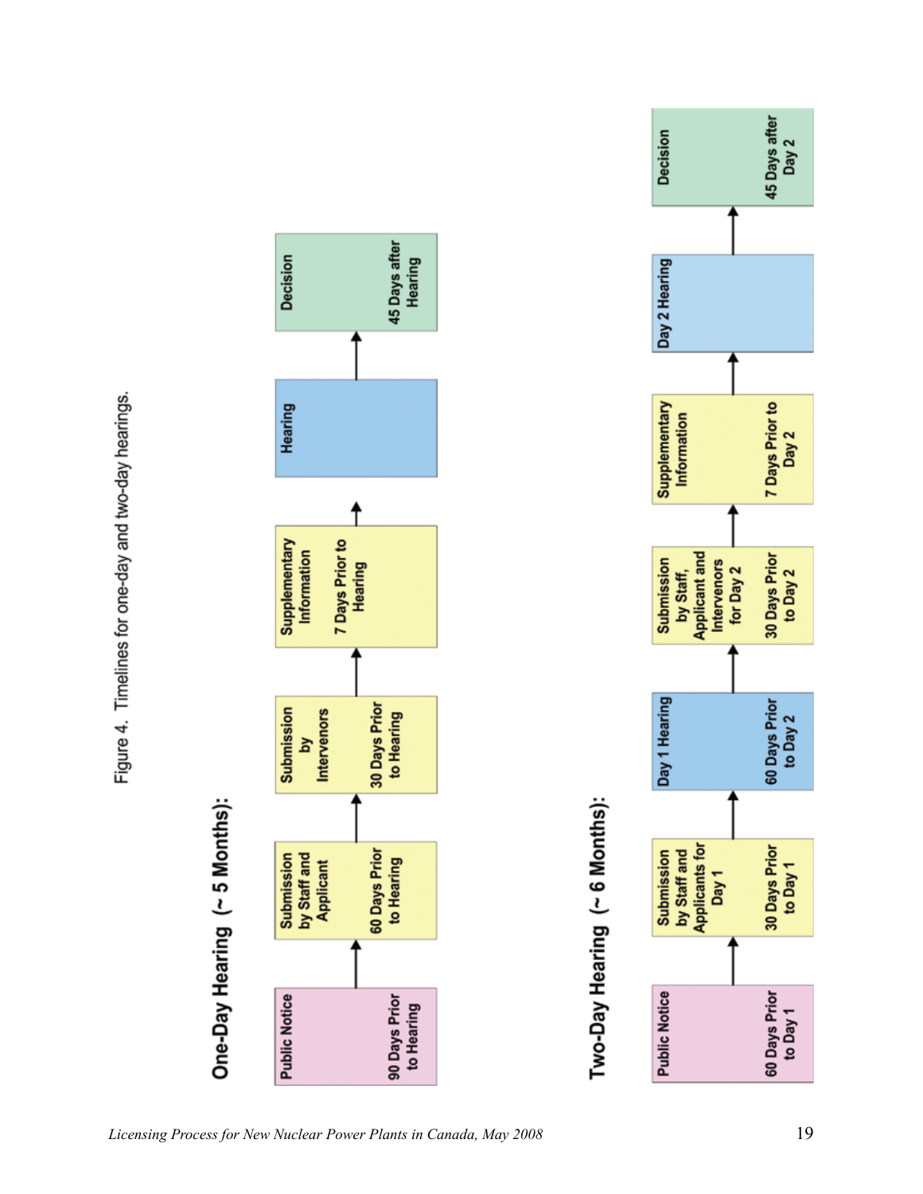Figure 4. Timelines for one-day and two-day hearings.

**One-Day Hearing (~ 5 Months):**

Public Notice
90 Days Prior to Hearing

Submission by Staff and Applicant
60 Days Prior to Hearing

Submission by Intervenors
30 Days Prior to Hearing

Supplementary Information
7 Days Prior to Hearing

Hearing

Decision
45 Days after Hearing

**Two-Day Hearing (~ 6 Months):**

Public Notice
60 Days Prior to Day 1

Submission by Staff and Applicants for Day 1
30 Days Prior to Day 1

Day 1 Hearing
60 Days Prior to Day 2

Submission by Staff, Applicant and Intervenors for Day 2
30 Days Prior to Day 2

Supplementary Information
7 Days Prior to Day 2

Day 2 Hearing

Decision
45 Days after Day 2